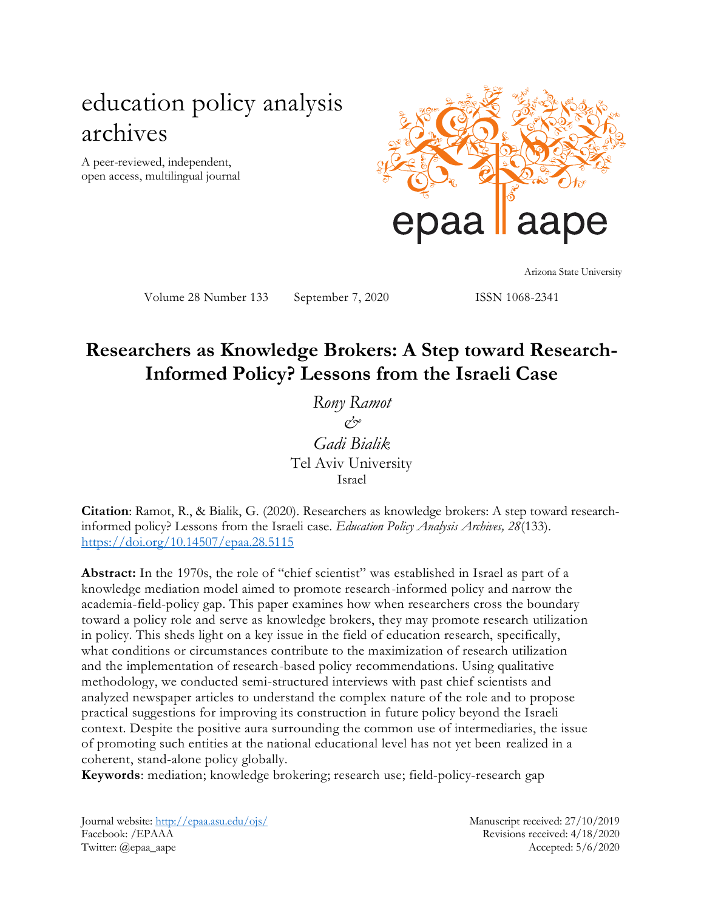# education policy analysis archives

A peer-reviewed, independent, open access, multilingual journal

Arizona State University

Volume 28 Number 133 September 7, 2020 ISSN 1068-2341

## Researchers as Knowledge Brokers: A Step toward Research-Informed Policy? Lessons from the Israeli Case

*Rony Ramot*
*&*
*Gadi Bialik*
Tel Aviv University
Israel

**Citation**: Ramot, R., & Bialik, G. (2020). Researchers as knowledge brokers: A step toward research-informed policy? Lessons from the Israeli case. *Education Policy Analysis Archives, 28*(133). https://doi.org/10.14507/epaa.28.5115

**Abstract:** In the 1970s, the role of "chief scientist" was established in Israel as part of a knowledge mediation model aimed to promote research-informed policy and narrow the academia-field-policy gap. This paper examines how when researchers cross the boundary toward a policy role and serve as knowledge brokers, they may promote research utilization in policy. This sheds light on a key issue in the field of education research, specifically, what conditions or circumstances contribute to the maximization of research utilization and the implementation of research-based policy recommendations. Using qualitative methodology, we conducted semi-structured interviews with past chief scientists and analyzed newspaper articles to understand the complex nature of the role and to propose practical suggestions for improving its construction in future policy beyond the Israeli context. Despite the positive aura surrounding the common use of intermediaries, the issue of promoting such entities at the national educational level has not yet been realized in a coherent, stand-alone policy globally.

**Keywords**: mediation; knowledge brokering; research use; field-policy-research gap

Journal website: http://epaa.asu.edu/ojs/
Facebook: /EPAAA
Twitter: @epaa_aape

Manuscript received: 27/10/2019
Revisions received: 4/18/2020
Accepted: 5/6/2020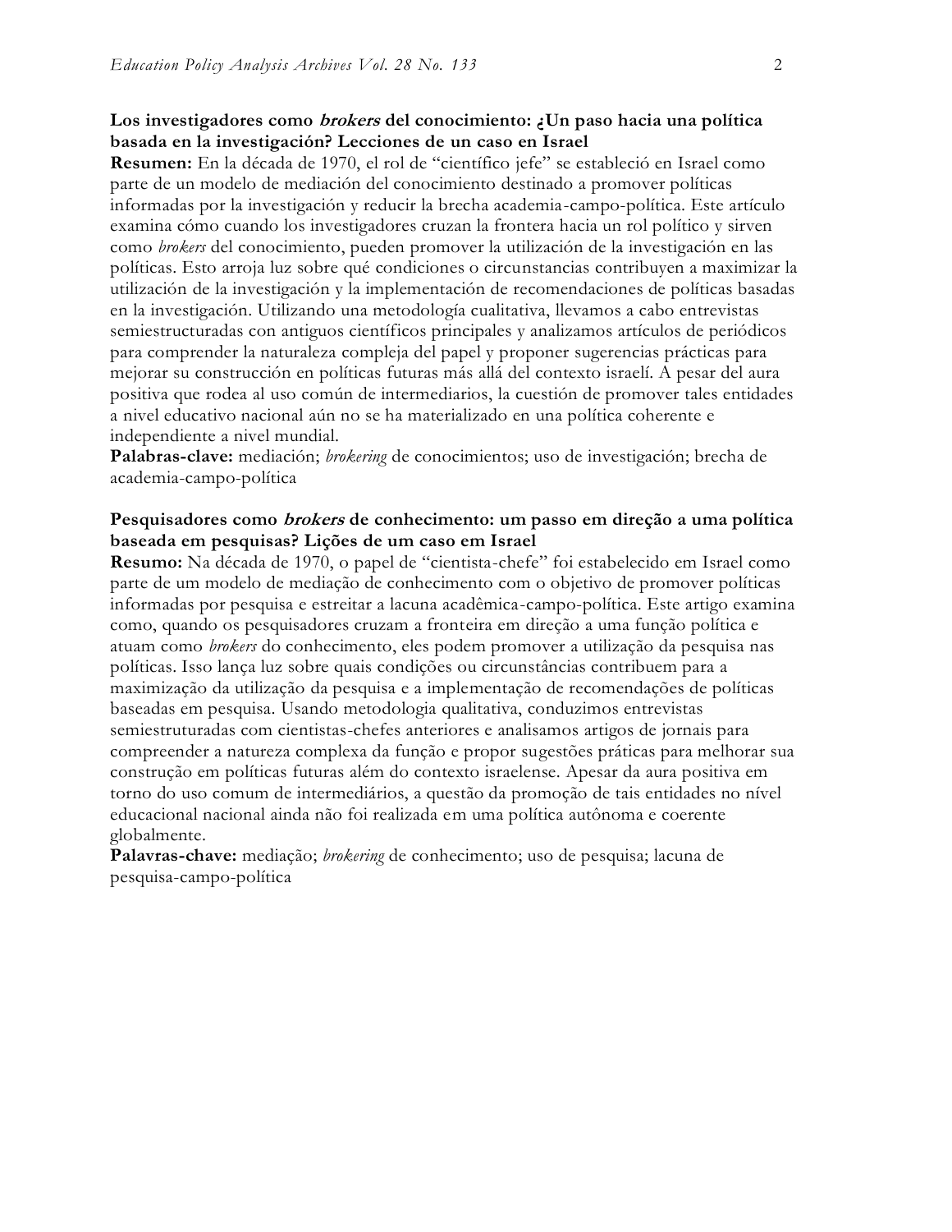**Los investigadores como *brokers* del conocimiento: ¿Un paso hacia una política basada en la investigación? Lecciones de un caso en Israel**

**Resumen:** En la década de 1970, el rol de "científico jefe" se estableció en Israel como parte de un modelo de mediación del conocimiento destinado a promover políticas informadas por la investigación y reducir la brecha academia-campo-política. Este artículo examina cómo cuando los investigadores cruzan la frontera hacia un rol político y sirven como *brokers* del conocimiento, pueden promover la utilización de la investigación en las políticas. Esto arroja luz sobre qué condiciones o circunstancias contribuyen a maximizar la utilización de la investigación y la implementación de recomendaciones de políticas basadas en la investigación. Utilizando una metodología cualitativa, llevamos a cabo entrevistas semiestructuradas con antiguos científicos principales y analizamos artículos de periódicos para comprender la naturaleza compleja del papel y proponer sugerencias prácticas para mejorar su construcción en políticas futuras más allá del contexto israelí. A pesar del aura positiva que rodea al uso común de intermediarios, la cuestión de promover tales entidades a nivel educativo nacional aún no se ha materializado en una política coherente e independiente a nivel mundial.

**Palabras-clave:** mediación; *brokering* de conocimientos; uso de investigación; brecha de academia-campo-política

**Pesquisadores como *brokers* de conhecimento: um passo em direção a uma política baseada em pesquisas? Lições de um caso em Israel**

**Resumo:** Na década de 1970, o papel de "cientista-chefe" foi estabelecido em Israel como parte de um modelo de mediação de conhecimento com o objetivo de promover políticas informadas por pesquisa e estreitar a lacuna acadêmica-campo-política. Este artigo examina como, quando os pesquisadores cruzam a fronteira em direção a uma função política e atuam como *brokers* do conhecimento, eles podem promover a utilização da pesquisa nas políticas. Isso lança luz sobre quais condições ou circunstâncias contribuem para a maximização da utilização da pesquisa e a implementação de recomendações de políticas baseadas em pesquisa. Usando metodologia qualitativa, conduzimos entrevistas semiestruturadas com cientistas-chefes anteriores e analisamos artigos de jornais para compreender a natureza complexa da função e propor sugestões práticas para melhorar sua construção em políticas futuras além do contexto israelense. Apesar da aura positiva em torno do uso comum de intermediários, a questão da promoção de tais entidades no nível educacional nacional ainda não foi realizada em uma política autônoma e coerente globalmente.

**Palavras-chave:** mediação; *brokering* de conhecimento; uso de pesquisa; lacuna de pesquisa-campo-política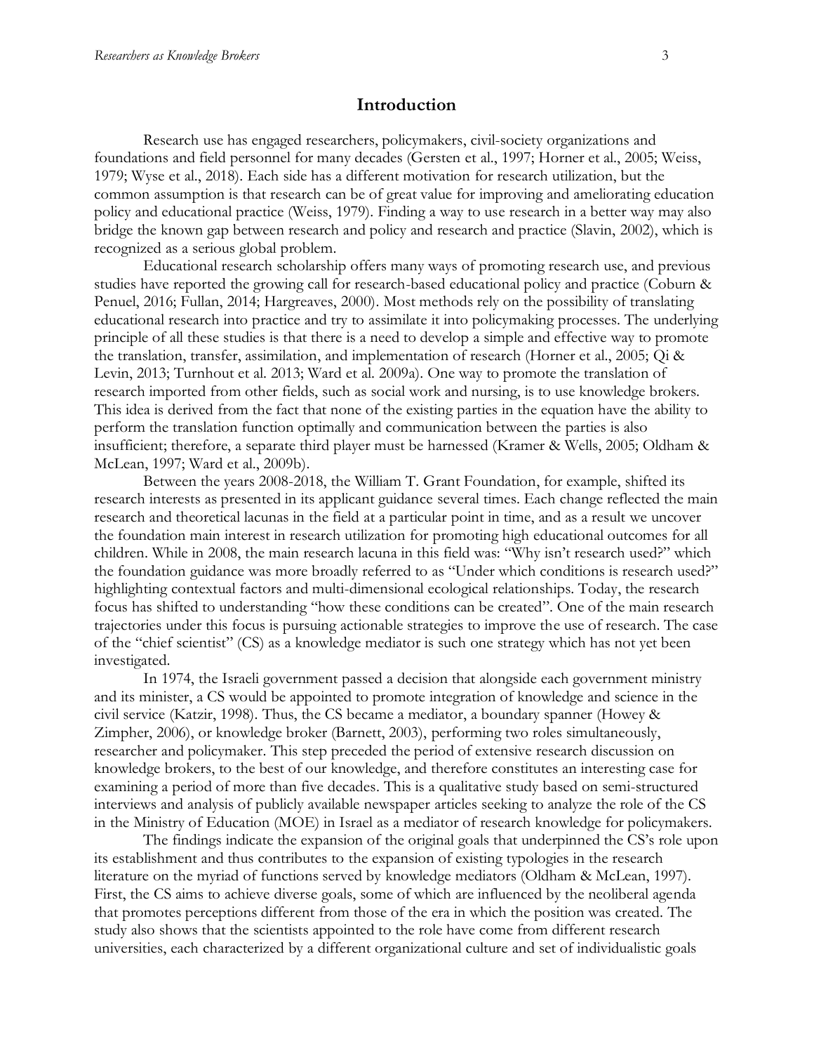## Introduction

Research use has engaged researchers, policymakers, civil-society organizations and foundations and field personnel for many decades (Gersten et al., 1997; Horner et al., 2005; Weiss, 1979; Wyse et al., 2018). Each side has a different motivation for research utilization, but the common assumption is that research can be of great value for improving and ameliorating education policy and educational practice (Weiss, 1979). Finding a way to use research in a better way may also bridge the known gap between research and policy and research and practice (Slavin, 2002), which is recognized as a serious global problem.

Educational research scholarship offers many ways of promoting research use, and previous studies have reported the growing call for research-based educational policy and practice (Coburn & Penuel, 2016; Fullan, 2014; Hargreaves, 2000). Most methods rely on the possibility of translating educational research into practice and try to assimilate it into policymaking processes. The underlying principle of all these studies is that there is a need to develop a simple and effective way to promote the translation, transfer, assimilation, and implementation of research (Horner et al., 2005; Qi & Levin, 2013; Turnhout et al. 2013; Ward et al. 2009a). One way to promote the translation of research imported from other fields, such as social work and nursing, is to use knowledge brokers. This idea is derived from the fact that none of the existing parties in the equation have the ability to perform the translation function optimally and communication between the parties is also insufficient; therefore, a separate third player must be harnessed (Kramer & Wells, 2005; Oldham & McLean, 1997; Ward et al., 2009b).

Between the years 2008-2018, the William T. Grant Foundation, for example, shifted its research interests as presented in its applicant guidance several times. Each change reflected the main research and theoretical lacunas in the field at a particular point in time, and as a result we uncover the foundation main interest in research utilization for promoting high educational outcomes for all children. While in 2008, the main research lacuna in this field was: "Why isn't research used?" which the foundation guidance was more broadly referred to as "Under which conditions is research used?" highlighting contextual factors and multi-dimensional ecological relationships. Today, the research focus has shifted to understanding "how these conditions can be created". One of the main research trajectories under this focus is pursuing actionable strategies to improve the use of research. The case of the "chief scientist" (CS) as a knowledge mediator is such one strategy which has not yet been investigated.

In 1974, the Israeli government passed a decision that alongside each government ministry and its minister, a CS would be appointed to promote integration of knowledge and science in the civil service (Katzir, 1998). Thus, the CS became a mediator, a boundary spanner (Howey & Zimpher, 2006), or knowledge broker (Barnett, 2003), performing two roles simultaneously, researcher and policymaker. This step preceded the period of extensive research discussion on knowledge brokers, to the best of our knowledge, and therefore constitutes an interesting case for examining a period of more than five decades. This is a qualitative study based on semi-structured interviews and analysis of publicly available newspaper articles seeking to analyze the role of the CS in the Ministry of Education (MOE) in Israel as a mediator of research knowledge for policymakers.

The findings indicate the expansion of the original goals that underpinned the CS's role upon its establishment and thus contributes to the expansion of existing typologies in the research literature on the myriad of functions served by knowledge mediators (Oldham & McLean, 1997). First, the CS aims to achieve diverse goals, some of which are influenced by the neoliberal agenda that promotes perceptions different from those of the era in which the position was created. The study also shows that the scientists appointed to the role have come from different research universities, each characterized by a different organizational culture and set of individualistic goals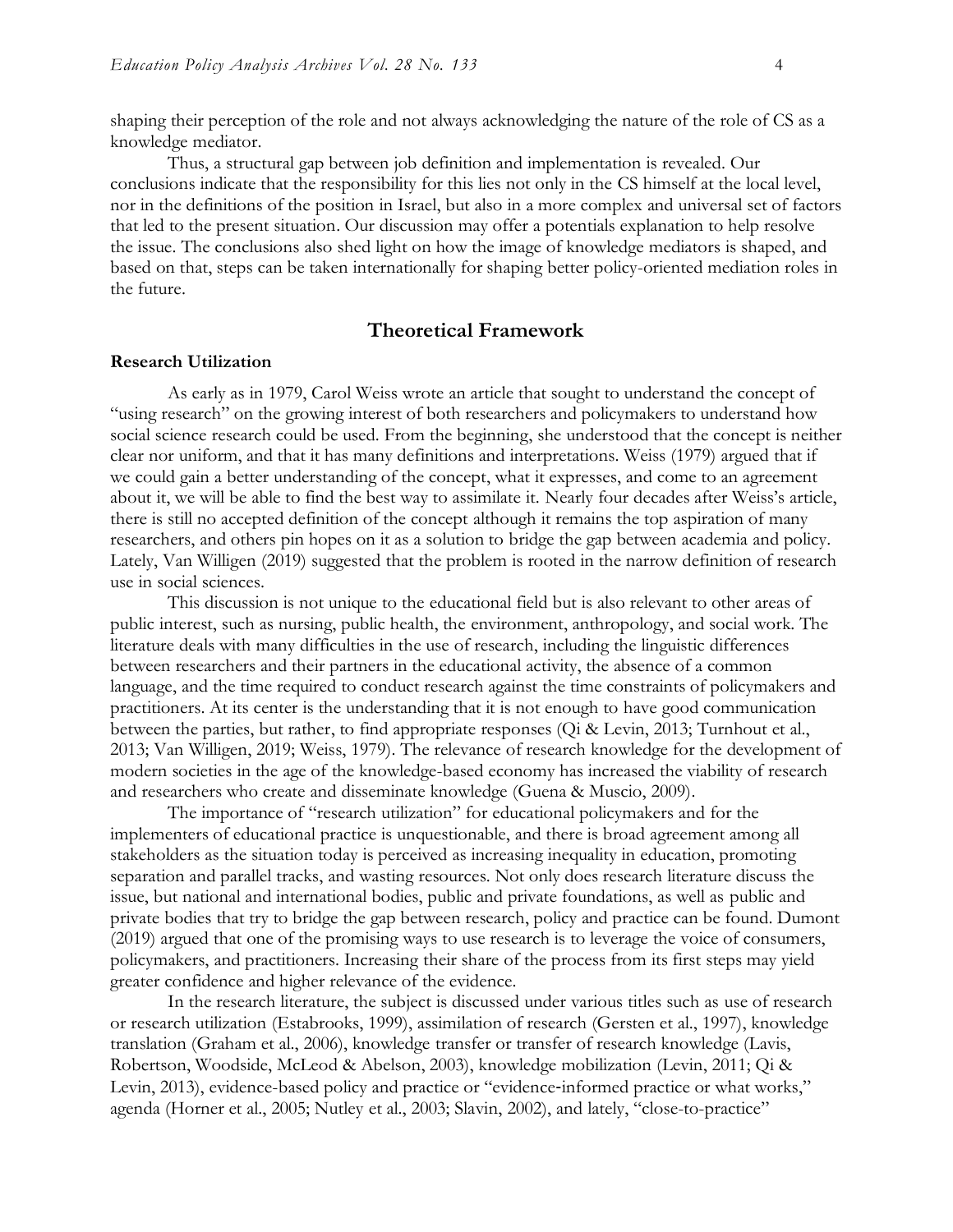shaping their perception of the role and not always acknowledging the nature of the role of CS as a knowledge mediator.

Thus, a structural gap between job definition and implementation is revealed. Our conclusions indicate that the responsibility for this lies not only in the CS himself at the local level, nor in the definitions of the position in Israel, but also in a more complex and universal set of factors that led to the present situation. Our discussion may offer a potentials explanation to help resolve the issue. The conclusions also shed light on how the image of knowledge mediators is shaped, and based on that, steps can be taken internationally for shaping better policy-oriented mediation roles in the future.

## Theoretical Framework

### Research Utilization

As early as in 1979, Carol Weiss wrote an article that sought to understand the concept of "using research" on the growing interest of both researchers and policymakers to understand how social science research could be used. From the beginning, she understood that the concept is neither clear nor uniform, and that it has many definitions and interpretations. Weiss (1979) argued that if we could gain a better understanding of the concept, what it expresses, and come to an agreement about it, we will be able to find the best way to assimilate it. Nearly four decades after Weiss's article, there is still no accepted definition of the concept although it remains the top aspiration of many researchers, and others pin hopes on it as a solution to bridge the gap between academia and policy. Lately, Van Willigen (2019) suggested that the problem is rooted in the narrow definition of research use in social sciences.

This discussion is not unique to the educational field but is also relevant to other areas of public interest, such as nursing, public health, the environment, anthropology, and social work. The literature deals with many difficulties in the use of research, including the linguistic differences between researchers and their partners in the educational activity, the absence of a common language, and the time required to conduct research against the time constraints of policymakers and practitioners. At its center is the understanding that it is not enough to have good communication between the parties, but rather, to find appropriate responses (Qi & Levin, 2013; Turnhout et al., 2013; Van Willigen, 2019; Weiss, 1979). The relevance of research knowledge for the development of modern societies in the age of the knowledge-based economy has increased the viability of research and researchers who create and disseminate knowledge (Guena & Muscio, 2009).

The importance of "research utilization" for educational policymakers and for the implementers of educational practice is unquestionable, and there is broad agreement among all stakeholders as the situation today is perceived as increasing inequality in education, promoting separation and parallel tracks, and wasting resources. Not only does research literature discuss the issue, but national and international bodies, public and private foundations, as well as public and private bodies that try to bridge the gap between research, policy and practice can be found. Dumont (2019) argued that one of the promising ways to use research is to leverage the voice of consumers, policymakers, and practitioners. Increasing their share of the process from its first steps may yield greater confidence and higher relevance of the evidence.

In the research literature, the subject is discussed under various titles such as use of research or research utilization (Estabrooks, 1999), assimilation of research (Gersten et al., 1997), knowledge translation (Graham et al., 2006), knowledge transfer or transfer of research knowledge (Lavis, Robertson, Woodside, McLeod & Abelson, 2003), knowledge mobilization (Levin, 2011; Qi & Levin, 2013), evidence-based policy and practice or "evidence-informed practice or what works," agenda (Horner et al., 2005; Nutley et al., 2003; Slavin, 2002), and lately, "close-to-practice"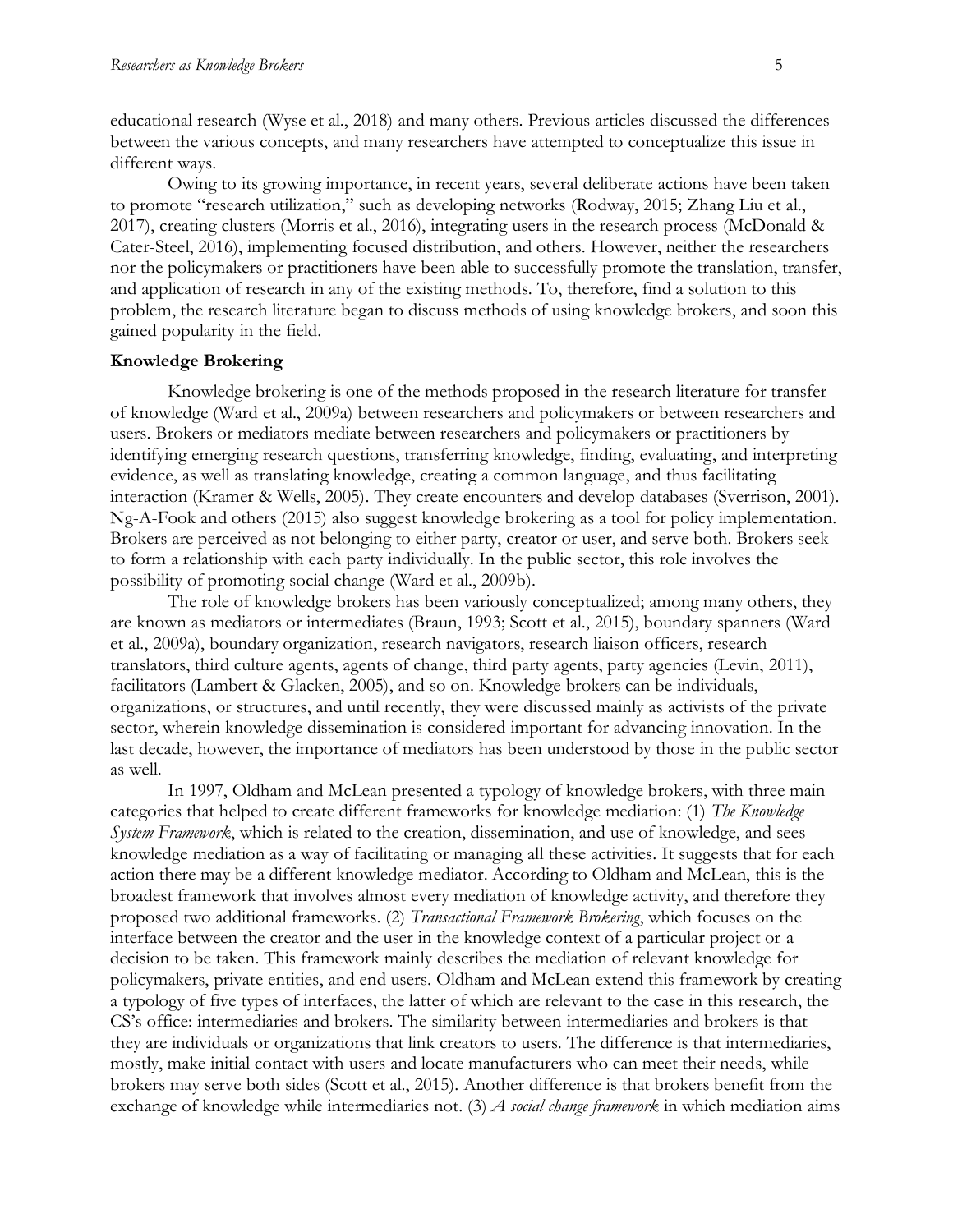educational research (Wyse et al., 2018) and many others. Previous articles discussed the differences between the various concepts, and many researchers have attempted to conceptualize this issue in different ways.

Owing to its growing importance, in recent years, several deliberate actions have been taken to promote "research utilization," such as developing networks (Rodway, 2015; Zhang Liu et al., 2017), creating clusters (Morris et al., 2016), integrating users in the research process (McDonald & Cater-Steel, 2016), implementing focused distribution, and others. However, neither the researchers nor the policymakers or practitioners have been able to successfully promote the translation, transfer, and application of research in any of the existing methods. To, therefore, find a solution to this problem, the research literature began to discuss methods of using knowledge brokers, and soon this gained popularity in the field.

**Knowledge Brokering**

Knowledge brokering is one of the methods proposed in the research literature for transfer of knowledge (Ward et al., 2009a) between researchers and policymakers or between researchers and users. Brokers or mediators mediate between researchers and policymakers or practitioners by identifying emerging research questions, transferring knowledge, finding, evaluating, and interpreting evidence, as well as translating knowledge, creating a common language, and thus facilitating interaction (Kramer & Wells, 2005). They create encounters and develop databases (Sverrison, 2001). Ng-A-Fook and others (2015) also suggest knowledge brokering as a tool for policy implementation. Brokers are perceived as not belonging to either party, creator or user, and serve both. Brokers seek to form a relationship with each party individually. In the public sector, this role involves the possibility of promoting social change (Ward et al., 2009b).

The role of knowledge brokers has been variously conceptualized; among many others, they are known as mediators or intermediates (Braun, 1993; Scott et al., 2015), boundary spanners (Ward et al., 2009a), boundary organization, research navigators, research liaison officers, research translators, third culture agents, agents of change, third party agents, party agencies (Levin, 2011), facilitators (Lambert & Glacken, 2005), and so on. Knowledge brokers can be individuals, organizations, or structures, and until recently, they were discussed mainly as activists of the private sector, wherein knowledge dissemination is considered important for advancing innovation. In the last decade, however, the importance of mediators has been understood by those in the public sector as well.

In 1997, Oldham and McLean presented a typology of knowledge brokers, with three main categories that helped to create different frameworks for knowledge mediation: (1) *The Knowledge System Framework*, which is related to the creation, dissemination, and use of knowledge, and sees knowledge mediation as a way of facilitating or managing all these activities. It suggests that for each action there may be a different knowledge mediator. According to Oldham and McLean, this is the broadest framework that involves almost every mediation of knowledge activity, and therefore they proposed two additional frameworks. (2) *Transactional Framework Brokering*, which focuses on the interface between the creator and the user in the knowledge context of a particular project or a decision to be taken. This framework mainly describes the mediation of relevant knowledge for policymakers, private entities, and end users. Oldham and McLean extend this framework by creating a typology of five types of interfaces, the latter of which are relevant to the case in this research, the CS's office: intermediaries and brokers. The similarity between intermediaries and brokers is that they are individuals or organizations that link creators to users. The difference is that intermediaries, mostly, make initial contact with users and locate manufacturers who can meet their needs, while brokers may serve both sides (Scott et al., 2015). Another difference is that brokers benefit from the exchange of knowledge while intermediaries not. (3) *A social change framework* in which mediation aims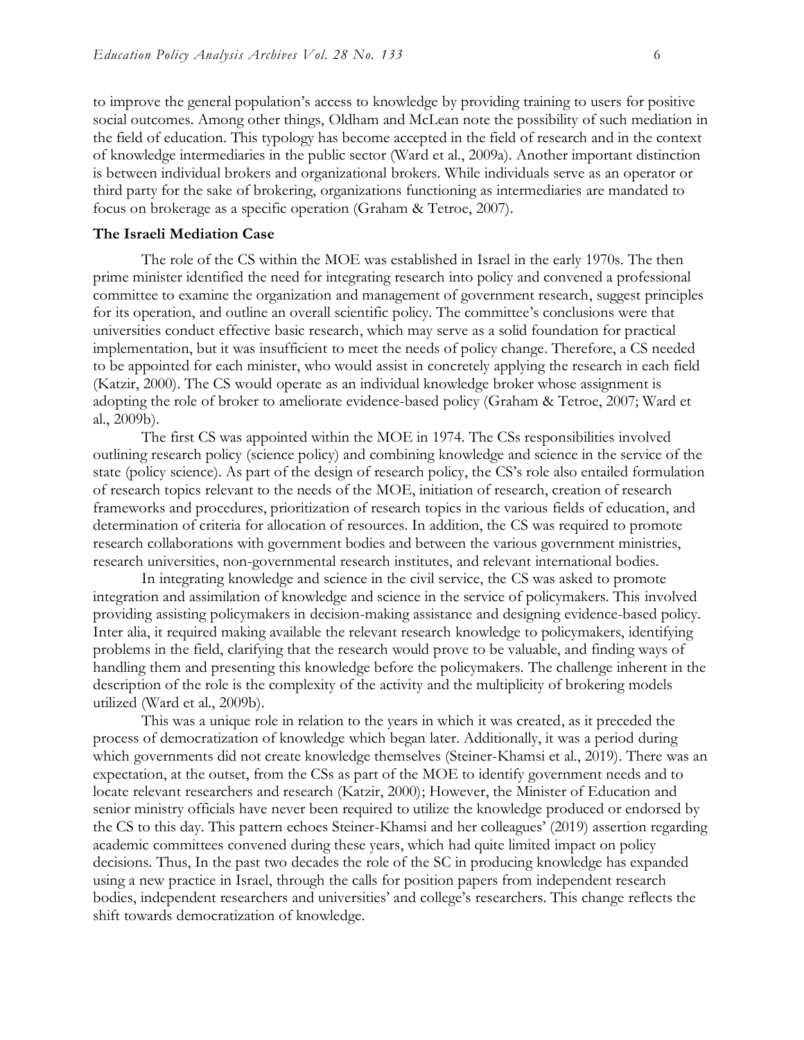to improve the general population's access to knowledge by providing training to users for positive social outcomes. Among other things, Oldham and McLean note the possibility of such mediation in the field of education. This typology has become accepted in the field of research and in the context of knowledge intermediaries in the public sector (Ward et al., 2009a). Another important distinction is between individual brokers and organizational brokers. While individuals serve as an operator or third party for the sake of brokering, organizations functioning as intermediaries are mandated to focus on brokerage as a specific operation (Graham & Tetroe, 2007).

### The Israeli Mediation Case

The role of the CS within the MOE was established in Israel in the early 1970s. The then prime minister identified the need for integrating research into policy and convened a professional committee to examine the organization and management of government research, suggest principles for its operation, and outline an overall scientific policy. The committee's conclusions were that universities conduct effective basic research, which may serve as a solid foundation for practical implementation, but it was insufficient to meet the needs of policy change. Therefore, a CS needed to be appointed for each minister, who would assist in concretely applying the research in each field (Katzir, 2000). The CS would operate as an individual knowledge broker whose assignment is adopting the role of broker to ameliorate evidence-based policy (Graham & Tetroe, 2007; Ward et al., 2009b).

The first CS was appointed within the MOE in 1974. The CSs responsibilities involved outlining research policy (science policy) and combining knowledge and science in the service of the state (policy science). As part of the design of research policy, the CS's role also entailed formulation of research topics relevant to the needs of the MOE, initiation of research, creation of research frameworks and procedures, prioritization of research topics in the various fields of education, and determination of criteria for allocation of resources. In addition, the CS was required to promote research collaborations with government bodies and between the various government ministries, research universities, non-governmental research institutes, and relevant international bodies.

In integrating knowledge and science in the civil service, the CS was asked to promote integration and assimilation of knowledge and science in the service of policymakers. This involved providing assisting policymakers in decision-making assistance and designing evidence-based policy. Inter alia, it required making available the relevant research knowledge to policymakers, identifying problems in the field, clarifying that the research would prove to be valuable, and finding ways of handling them and presenting this knowledge before the policymakers. The challenge inherent in the description of the role is the complexity of the activity and the multiplicity of brokering models utilized (Ward et al., 2009b).

This was a unique role in relation to the years in which it was created, as it preceded the process of democratization of knowledge which began later. Additionally, it was a period during which governments did not create knowledge themselves (Steiner-Khamsi et al., 2019). There was an expectation, at the outset, from the CSs as part of the MOE to identify government needs and to locate relevant researchers and research (Katzir, 2000); However, the Minister of Education and senior ministry officials have never been required to utilize the knowledge produced or endorsed by the CS to this day. This pattern echoes Steiner-Khamsi and her colleagues' (2019) assertion regarding academic committees convened during these years, which had quite limited impact on policy decisions. Thus, In the past two decades the role of the SC in producing knowledge has expanded using a new practice in Israel, through the calls for position papers from independent research bodies, independent researchers and universities' and college's researchers. This change reflects the shift towards democratization of knowledge.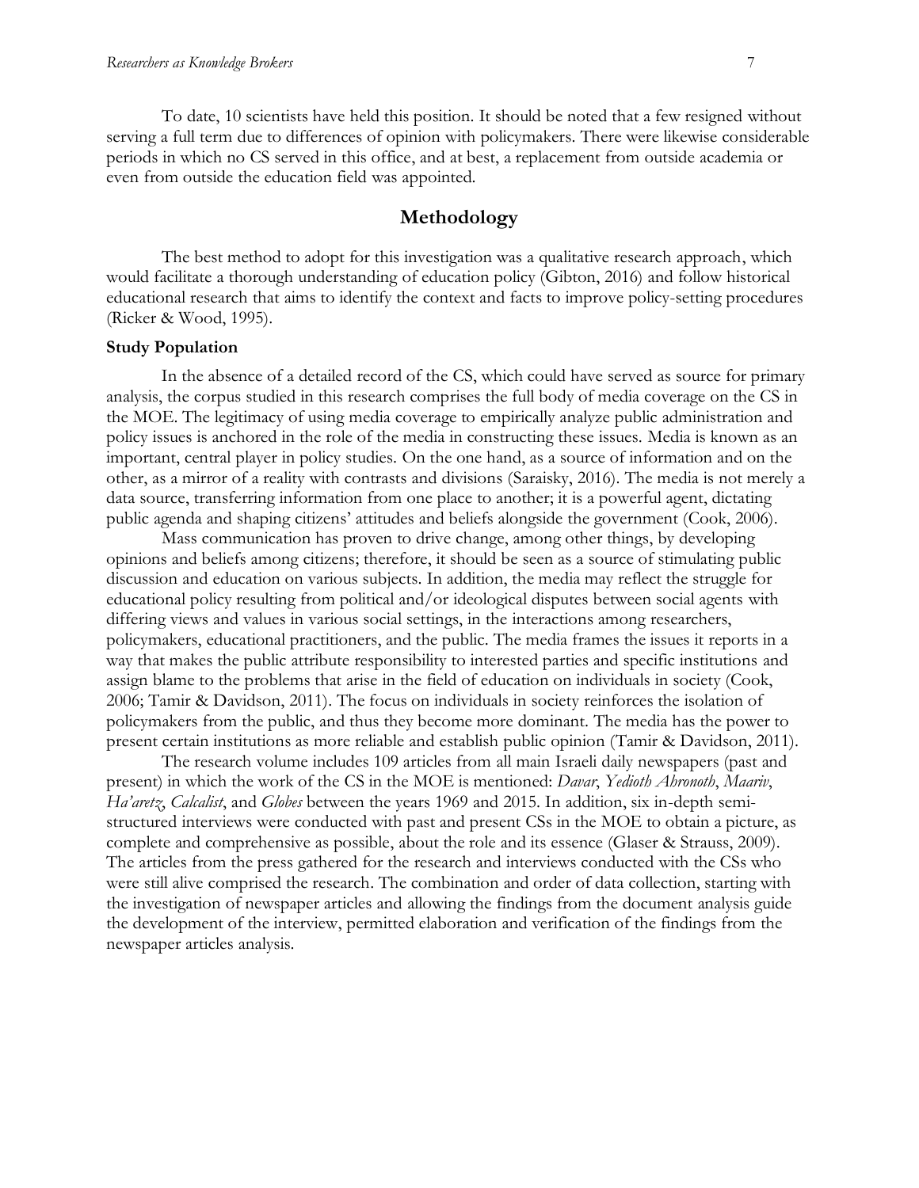To date, 10 scientists have held this position. It should be noted that a few resigned without serving a full term due to differences of opinion with policymakers. There were likewise considerable periods in which no CS served in this office, and at best, a replacement from outside academia or even from outside the education field was appointed.

## Methodology

The best method to adopt for this investigation was a qualitative research approach, which would facilitate a thorough understanding of education policy (Gibton, 2016) and follow historical educational research that aims to identify the context and facts to improve policy-setting procedures (Ricker & Wood, 1995).

### Study Population

In the absence of a detailed record of the CS, which could have served as source for primary analysis, the corpus studied in this research comprises the full body of media coverage on the CS in the MOE. The legitimacy of using media coverage to empirically analyze public administration and policy issues is anchored in the role of the media in constructing these issues. Media is known as an important, central player in policy studies. On the one hand, as a source of information and on the other, as a mirror of a reality with contrasts and divisions (Saraisky, 2016). The media is not merely a data source, transferring information from one place to another; it is a powerful agent, dictating public agenda and shaping citizens' attitudes and beliefs alongside the government (Cook, 2006).

Mass communication has proven to drive change, among other things, by developing opinions and beliefs among citizens; therefore, it should be seen as a source of stimulating public discussion and education on various subjects. In addition, the media may reflect the struggle for educational policy resulting from political and/or ideological disputes between social agents with differing views and values in various social settings, in the interactions among researchers, policymakers, educational practitioners, and the public. The media frames the issues it reports in a way that makes the public attribute responsibility to interested parties and specific institutions and assign blame to the problems that arise in the field of education on individuals in society (Cook, 2006; Tamir & Davidson, 2011). The focus on individuals in society reinforces the isolation of policymakers from the public, and thus they become more dominant. The media has the power to present certain institutions as more reliable and establish public opinion (Tamir & Davidson, 2011).

The research volume includes 109 articles from all main Israeli daily newspapers (past and present) in which the work of the CS in the MOE is mentioned: *Davar*, *Yedioth Ahronoth*, *Maariv*, *Ha'aretz*, *Calcalist*, and *Globes* between the years 1969 and 2015. In addition, six in-depth semi-structured interviews were conducted with past and present CSs in the MOE to obtain a picture, as complete and comprehensive as possible, about the role and its essence (Glaser & Strauss, 2009). The articles from the press gathered for the research and interviews conducted with the CSs who were still alive comprised the research. The combination and order of data collection, starting with the investigation of newspaper articles and allowing the findings from the document analysis guide the development of the interview, permitted elaboration and verification of the findings from the newspaper articles analysis.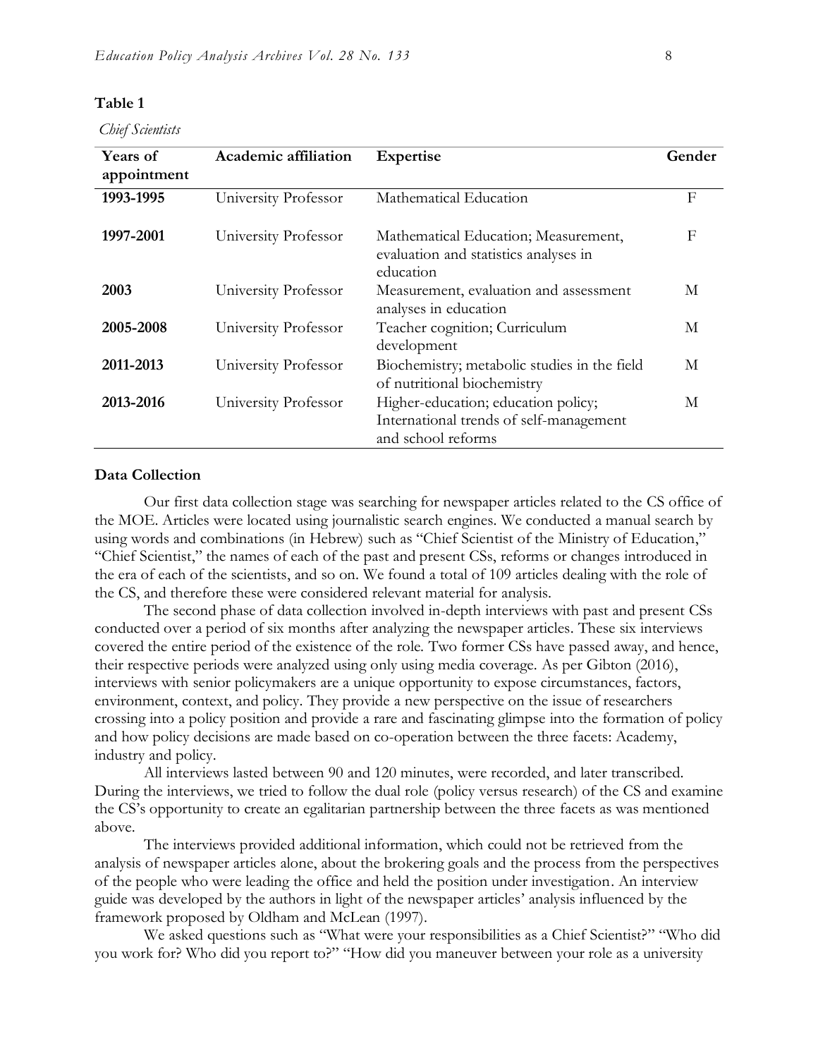**Table 1**

*Chief Scientists*

| Years of appointment | Academic affiliation | Expertise | Gender |
|---|---|---|---|
| **1993-1995** | University Professor | Mathematical Education | F |
| **1997-2001** | University Professor | Mathematical Education; Measurement, evaluation and statistics analyses in education | F |
| **2003** | University Professor | Measurement, evaluation and assessment analyses in education | M |
| **2005-2008** | University Professor | Teacher cognition; Curriculum development | M |
| **2011-2013** | University Professor | Biochemistry; metabolic studies in the field of nutritional biochemistry | M |
| **2013-2016** | University Professor | Higher-education; education policy; International trends of self-management and school reforms | M |

**Data Collection**

Our first data collection stage was searching for newspaper articles related to the CS office of the MOE. Articles were located using journalistic search engines. We conducted a manual search by using words and combinations (in Hebrew) such as "Chief Scientist of the Ministry of Education," "Chief Scientist," the names of each of the past and present CSs, reforms or changes introduced in the era of each of the scientists, and so on. We found a total of 109 articles dealing with the role of the CS, and therefore these were considered relevant material for analysis.

The second phase of data collection involved in-depth interviews with past and present CSs conducted over a period of six months after analyzing the newspaper articles. These six interviews covered the entire period of the existence of the role. Two former CSs have passed away, and hence, their respective periods were analyzed using only using media coverage. As per Gibton (2016), interviews with senior policymakers are a unique opportunity to expose circumstances, factors, environment, context, and policy. They provide a new perspective on the issue of researchers crossing into a policy position and provide a rare and fascinating glimpse into the formation of policy and how policy decisions are made based on co-operation between the three facets: Academy, industry and policy.

All interviews lasted between 90 and 120 minutes, were recorded, and later transcribed. During the interviews, we tried to follow the dual role (policy versus research) of the CS and examine the CS's opportunity to create an egalitarian partnership between the three facets as was mentioned above.

The interviews provided additional information, which could not be retrieved from the analysis of newspaper articles alone, about the brokering goals and the process from the perspectives of the people who were leading the office and held the position under investigation. An interview guide was developed by the authors in light of the newspaper articles' analysis influenced by the framework proposed by Oldham and McLean (1997).

We asked questions such as "What were your responsibilities as a Chief Scientist?" "Who did you work for? Who did you report to?" "How did you maneuver between your role as a university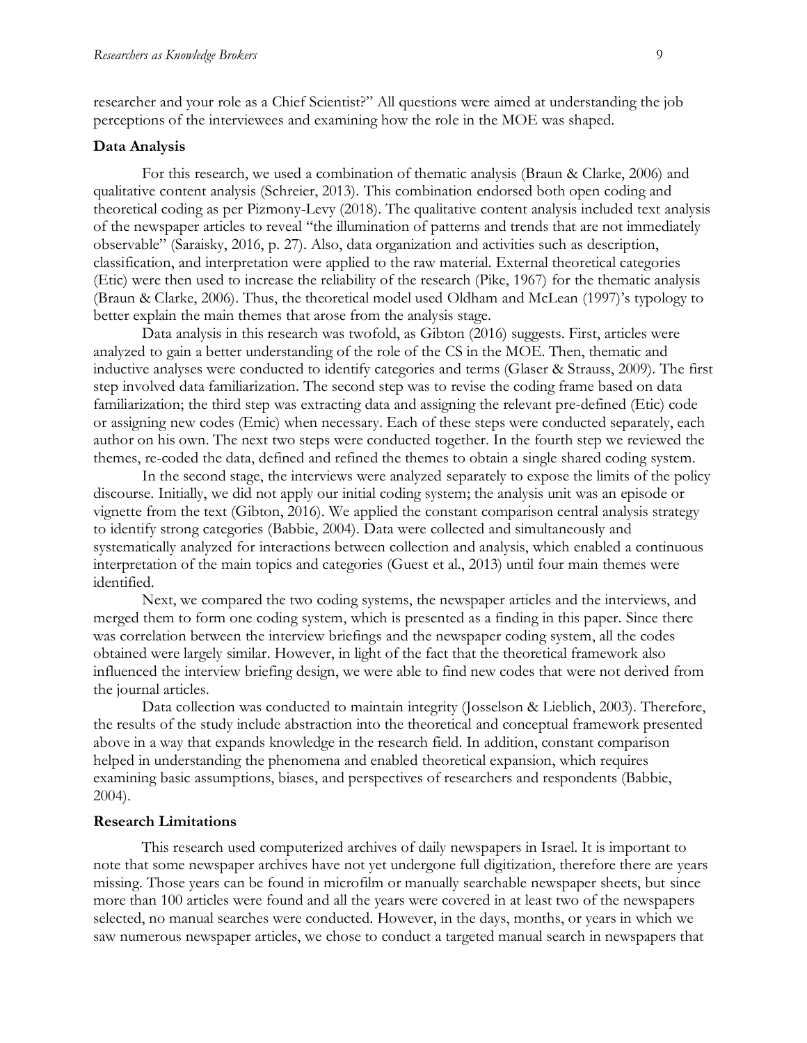researcher and your role as a Chief Scientist?" All questions were aimed at understanding the job perceptions of the interviewees and examining how the role in the MOE was shaped.

### Data Analysis

For this research, we used a combination of thematic analysis (Braun & Clarke, 2006) and qualitative content analysis (Schreier, 2013). This combination endorsed both open coding and theoretical coding as per Pizmony-Levy (2018). The qualitative content analysis included text analysis of the newspaper articles to reveal "the illumination of patterns and trends that are not immediately observable" (Saraisky, 2016, p. 27). Also, data organization and activities such as description, classification, and interpretation were applied to the raw material. External theoretical categories (Etic) were then used to increase the reliability of the research (Pike, 1967) for the thematic analysis (Braun & Clarke, 2006). Thus, the theoretical model used Oldham and McLean (1997)'s typology to better explain the main themes that arose from the analysis stage.

Data analysis in this research was twofold, as Gibton (2016) suggests. First, articles were analyzed to gain a better understanding of the role of the CS in the MOE. Then, thematic and inductive analyses were conducted to identify categories and terms (Glaser & Strauss, 2009). The first step involved data familiarization. The second step was to revise the coding frame based on data familiarization; the third step was extracting data and assigning the relevant pre-defined (Etic) code or assigning new codes (Emic) when necessary. Each of these steps were conducted separately, each author on his own. The next two steps were conducted together. In the fourth step we reviewed the themes, re-coded the data, defined and refined the themes to obtain a single shared coding system.

In the second stage, the interviews were analyzed separately to expose the limits of the policy discourse. Initially, we did not apply our initial coding system; the analysis unit was an episode or vignette from the text (Gibton, 2016). We applied the constant comparison central analysis strategy to identify strong categories (Babbie, 2004). Data were collected and simultaneously and systematically analyzed for interactions between collection and analysis, which enabled a continuous interpretation of the main topics and categories (Guest et al., 2013) until four main themes were identified.

Next, we compared the two coding systems, the newspaper articles and the interviews, and merged them to form one coding system, which is presented as a finding in this paper. Since there was correlation between the interview briefings and the newspaper coding system, all the codes obtained were largely similar. However, in light of the fact that the theoretical framework also influenced the interview briefing design, we were able to find new codes that were not derived from the journal articles.

Data collection was conducted to maintain integrity (Josselson & Lieblich, 2003). Therefore, the results of the study include abstraction into the theoretical and conceptual framework presented above in a way that expands knowledge in the research field. In addition, constant comparison helped in understanding the phenomena and enabled theoretical expansion, which requires examining basic assumptions, biases, and perspectives of researchers and respondents (Babbie, 2004).

### Research Limitations

This research used computerized archives of daily newspapers in Israel. It is important to note that some newspaper archives have not yet undergone full digitization, therefore there are years missing. Those years can be found in microfilm or manually searchable newspaper sheets, but since more than 100 articles were found and all the years were covered in at least two of the newspapers selected, no manual searches were conducted. However, in the days, months, or years in which we saw numerous newspaper articles, we chose to conduct a targeted manual search in newspapers that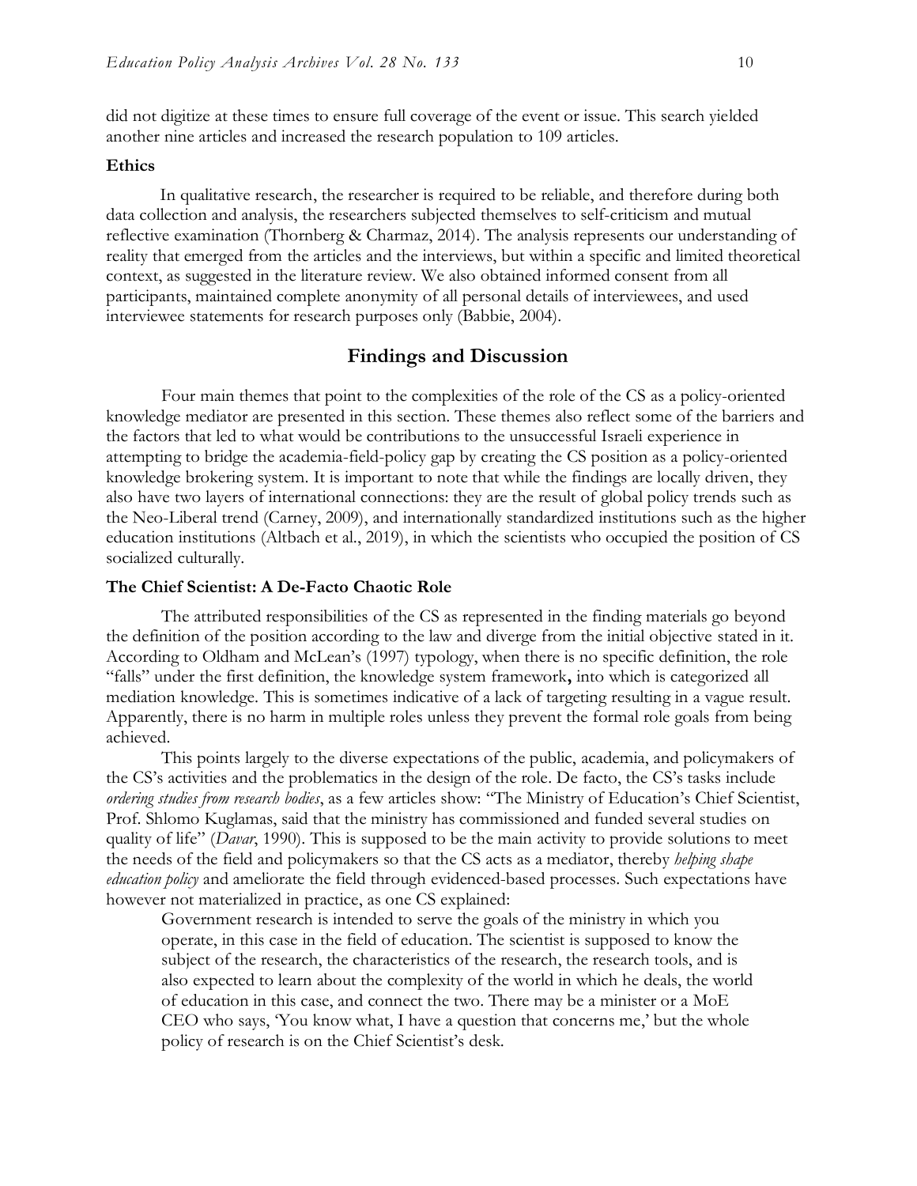did not digitize at these times to ensure full coverage of the event or issue. This search yielded another nine articles and increased the research population to 109 articles.

### Ethics

In qualitative research, the researcher is required to be reliable, and therefore during both data collection and analysis, the researchers subjected themselves to self-criticism and mutual reflective examination (Thornberg & Charmaz, 2014). The analysis represents our understanding of reality that emerged from the articles and the interviews, but within a specific and limited theoretical context, as suggested in the literature review. We also obtained informed consent from all participants, maintained complete anonymity of all personal details of interviewees, and used interviewee statements for research purposes only (Babbie, 2004).

## Findings and Discussion

Four main themes that point to the complexities of the role of the CS as a policy-oriented knowledge mediator are presented in this section. These themes also reflect some of the barriers and the factors that led to what would be contributions to the unsuccessful Israeli experience in attempting to bridge the academia-field-policy gap by creating the CS position as a policy-oriented knowledge brokering system. It is important to note that while the findings are locally driven, they also have two layers of international connections: they are the result of global policy trends such as the Neo-Liberal trend (Carney, 2009), and internationally standardized institutions such as the higher education institutions (Altbach et al., 2019), in which the scientists who occupied the position of CS socialized culturally.

### The Chief Scientist: A De-Facto Chaotic Role

The attributed responsibilities of the CS as represented in the finding materials go beyond the definition of the position according to the law and diverge from the initial objective stated in it. According to Oldham and McLean's (1997) typology, when there is no specific definition, the role "falls" under the first definition, the knowledge system framework**,** into which is categorized all mediation knowledge. This is sometimes indicative of a lack of targeting resulting in a vague result. Apparently, there is no harm in multiple roles unless they prevent the formal role goals from being achieved.

This points largely to the diverse expectations of the public, academia, and policymakers of the CS's activities and the problematics in the design of the role. De facto, the CS's tasks include *ordering studies from research bodies*, as a few articles show: "The Ministry of Education's Chief Scientist, Prof. Shlomo Kuglamas, said that the ministry has commissioned and funded several studies on quality of life" (*Davar*, 1990). This is supposed to be the main activity to provide solutions to meet the needs of the field and policymakers so that the CS acts as a mediator, thereby *helping shape education policy* and ameliorate the field through evidenced-based processes. Such expectations have however not materialized in practice, as one CS explained:

> Government research is intended to serve the goals of the ministry in which you operate, in this case in the field of education. The scientist is supposed to know the subject of the research, the characteristics of the research, the research tools, and is also expected to learn about the complexity of the world in which he deals, the world of education in this case, and connect the two. There may be a minister or a MoE CEO who says, 'You know what, I have a question that concerns me,' but the whole policy of research is on the Chief Scientist's desk.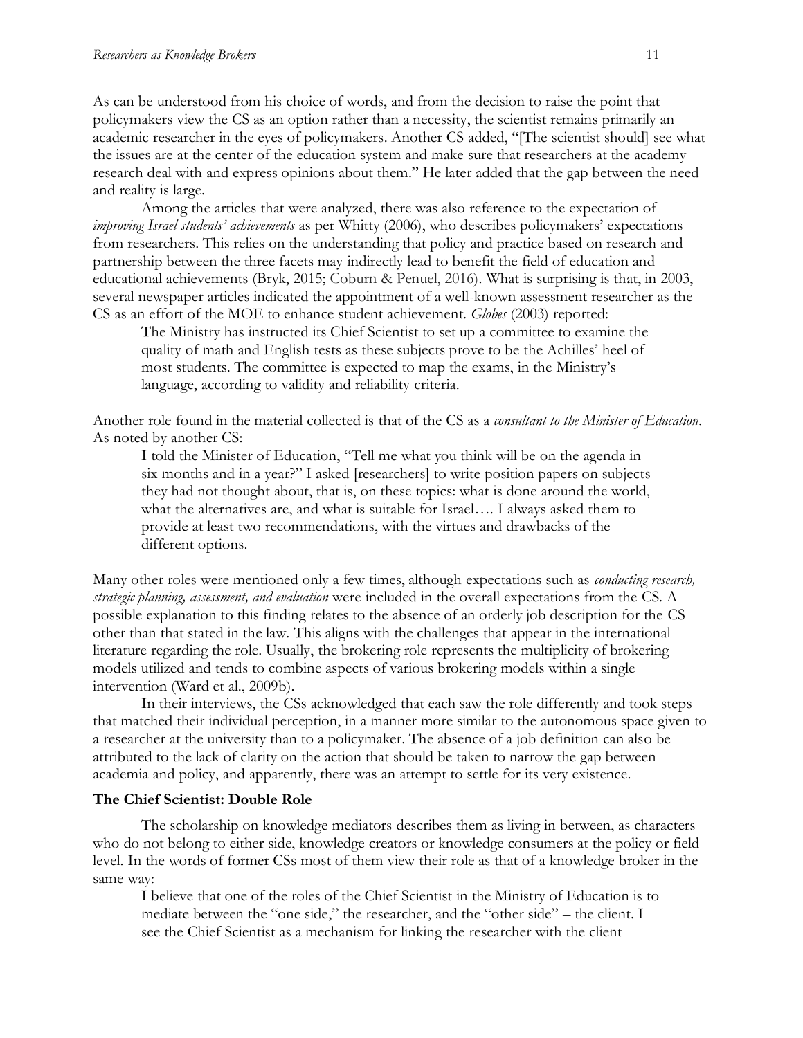As can be understood from his choice of words, and from the decision to raise the point that policymakers view the CS as an option rather than a necessity, the scientist remains primarily an academic researcher in the eyes of policymakers. Another CS added, "[The scientist should] see what the issues are at the center of the education system and make sure that researchers at the academy research deal with and express opinions about them." He later added that the gap between the need and reality is large.

Among the articles that were analyzed, there was also reference to the expectation of *improving Israel students' achievements* as per Whitty (2006), who describes policymakers' expectations from researchers. This relies on the understanding that policy and practice based on research and partnership between the three facets may indirectly lead to benefit the field of education and educational achievements (Bryk, 2015; Coburn & Penuel, 2016). What is surprising is that, in 2003, several newspaper articles indicated the appointment of a well-known assessment researcher as the CS as an effort of the MOE to enhance student achievement. *Globes* (2003) reported:

> The Ministry has instructed its Chief Scientist to set up a committee to examine the quality of math and English tests as these subjects prove to be the Achilles' heel of most students. The committee is expected to map the exams, in the Ministry's language, according to validity and reliability criteria.

Another role found in the material collected is that of the CS as a *consultant to the Minister of Education*. As noted by another CS:

> I told the Minister of Education, "Tell me what you think will be on the agenda in six months and in a year?" I asked [researchers] to write position papers on subjects they had not thought about, that is, on these topics: what is done around the world, what the alternatives are, and what is suitable for Israel…. I always asked them to provide at least two recommendations, with the virtues and drawbacks of the different options.

Many other roles were mentioned only a few times, although expectations such as *conducting research, strategic planning, assessment, and evaluation* were included in the overall expectations from the CS. A possible explanation to this finding relates to the absence of an orderly job description for the CS other than that stated in the law. This aligns with the challenges that appear in the international literature regarding the role. Usually, the brokering role represents the multiplicity of brokering models utilized and tends to combine aspects of various brokering models within a single intervention (Ward et al., 2009b).

In their interviews, the CSs acknowledged that each saw the role differently and took steps that matched their individual perception, in a manner more similar to the autonomous space given to a researcher at the university than to a policymaker. The absence of a job definition can also be attributed to the lack of clarity on the action that should be taken to narrow the gap between academia and policy, and apparently, there was an attempt to settle for its very existence.

**The Chief Scientist: Double Role**

The scholarship on knowledge mediators describes them as living in between, as characters who do not belong to either side, knowledge creators or knowledge consumers at the policy or field level. In the words of former CSs most of them view their role as that of a knowledge broker in the same way:

> I believe that one of the roles of the Chief Scientist in the Ministry of Education is to mediate between the "one side," the researcher, and the "other side" – the client. I see the Chief Scientist as a mechanism for linking the researcher with the client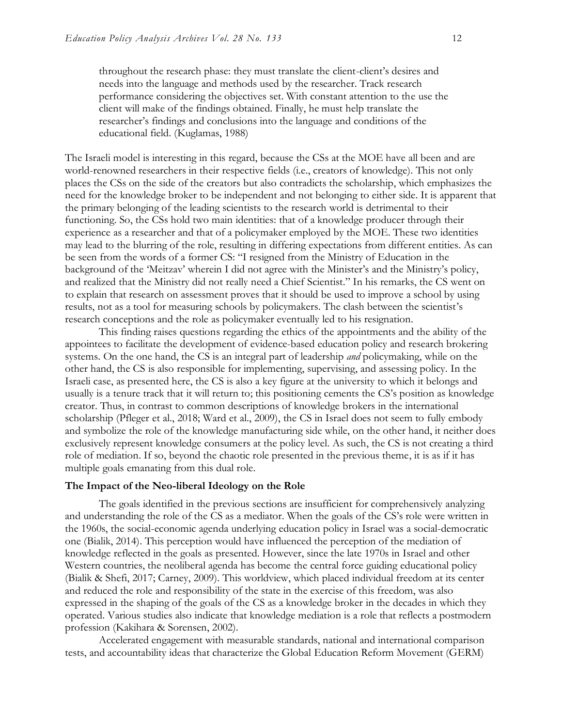> throughout the research phase: they must translate the client-client's desires and needs into the language and methods used by the researcher. Track research performance considering the objectives set. With constant attention to the use the client will make of the findings obtained. Finally, he must help translate the researcher's findings and conclusions into the language and conditions of the educational field. (Kuglamas, 1988)

The Israeli model is interesting in this regard, because the CSs at the MOE have all been and are world-renowned researchers in their respective fields (i.e., creators of knowledge). This not only places the CSs on the side of the creators but also contradicts the scholarship, which emphasizes the need for the knowledge broker to be independent and not belonging to either side. It is apparent that the primary belonging of the leading scientists to the research world is detrimental to their functioning. So, the CSs hold two main identities: that of a knowledge producer through their experience as a researcher and that of a policymaker employed by the MOE. These two identities may lead to the blurring of the role, resulting in differing expectations from different entities. As can be seen from the words of a former CS: "I resigned from the Ministry of Education in the background of the 'Meitzav' wherein I did not agree with the Minister's and the Ministry's policy, and realized that the Ministry did not really need a Chief Scientist." In his remarks, the CS went on to explain that research on assessment proves that it should be used to improve a school by using results, not as a tool for measuring schools by policymakers. The clash between the scientist's research conceptions and the role as policymaker eventually led to his resignation.

This finding raises questions regarding the ethics of the appointments and the ability of the appointees to facilitate the development of evidence-based education policy and research brokering systems. On the one hand, the CS is an integral part of leadership *and* policymaking, while on the other hand, the CS is also responsible for implementing, supervising, and assessing policy. In the Israeli case, as presented here, the CS is also a key figure at the university to which it belongs and usually is a tenure track that it will return to; this positioning cements the CS's position as knowledge creator. Thus, in contrast to common descriptions of knowledge brokers in the international scholarship (Pfleger et al., 2018; Ward et al., 2009), the CS in Israel does not seem to fully embody and symbolize the role of the knowledge manufacturing side while, on the other hand, it neither does exclusively represent knowledge consumers at the policy level. As such, the CS is not creating a third role of mediation. If so, beyond the chaotic role presented in the previous theme, it is as if it has multiple goals emanating from this dual role.

### The Impact of the Neo-liberal Ideology on the Role

The goals identified in the previous sections are insufficient for comprehensively analyzing and understanding the role of the CS as a mediator. When the goals of the CS's role were written in the 1960s, the social-economic agenda underlying education policy in Israel was a social-democratic one (Bialik, 2014). This perception would have influenced the perception of the mediation of knowledge reflected in the goals as presented. However, since the late 1970s in Israel and other Western countries, the neoliberal agenda has become the central force guiding educational policy (Bialik & Shefi, 2017; Carney, 2009). This worldview, which placed individual freedom at its center and reduced the role and responsibility of the state in the exercise of this freedom, was also expressed in the shaping of the goals of the CS as a knowledge broker in the decades in which they operated. Various studies also indicate that knowledge mediation is a role that reflects a postmodern profession (Kakihara & Sorensen, 2002).

Accelerated engagement with measurable standards, national and international comparison tests, and accountability ideas that characterize the Global Education Reform Movement (GERM)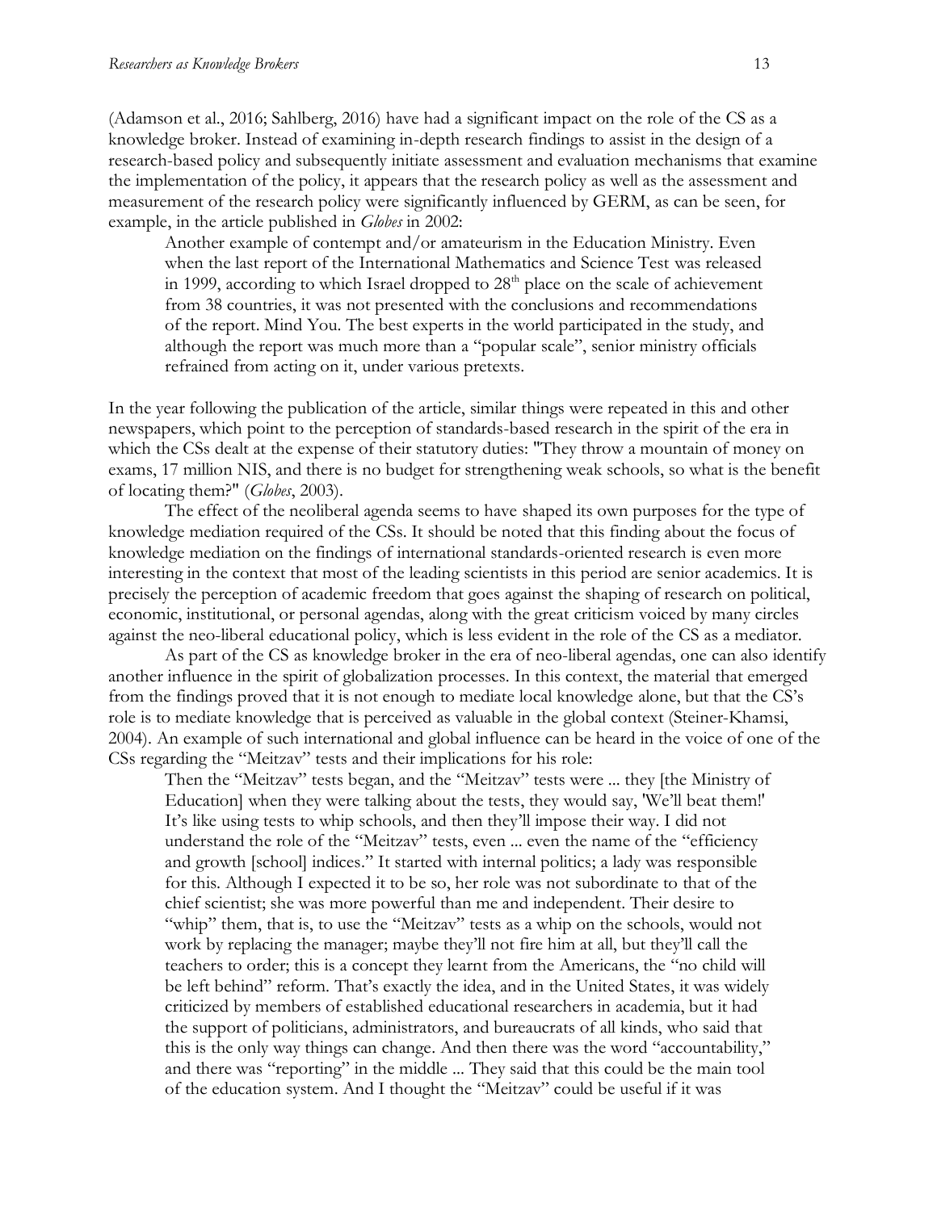(Adamson et al., 2016; Sahlberg, 2016) have had a significant impact on the role of the CS as a knowledge broker. Instead of examining in-depth research findings to assist in the design of a research-based policy and subsequently initiate assessment and evaluation mechanisms that examine the implementation of the policy, it appears that the research policy as well as the assessment and measurement of the research policy were significantly influenced by GERM, as can be seen, for example, in the article published in *Globes* in 2002:

> Another example of contempt and/or amateurism in the Education Ministry. Even when the last report of the International Mathematics and Science Test was released in 1999, according to which Israel dropped to 28th place on the scale of achievement from 38 countries, it was not presented with the conclusions and recommendations of the report. Mind You. The best experts in the world participated in the study, and although the report was much more than a "popular scale", senior ministry officials refrained from acting on it, under various pretexts.

In the year following the publication of the article, similar things were repeated in this and other newspapers, which point to the perception of standards-based research in the spirit of the era in which the CSs dealt at the expense of their statutory duties: "They throw a mountain of money on exams, 17 million NIS, and there is no budget for strengthening weak schools, so what is the benefit of locating them?" (*Globes*, 2003).

The effect of the neoliberal agenda seems to have shaped its own purposes for the type of knowledge mediation required of the CSs. It should be noted that this finding about the focus of knowledge mediation on the findings of international standards-oriented research is even more interesting in the context that most of the leading scientists in this period are senior academics. It is precisely the perception of academic freedom that goes against the shaping of research on political, economic, institutional, or personal agendas, along with the great criticism voiced by many circles against the neo-liberal educational policy, which is less evident in the role of the CS as a mediator.

As part of the CS as knowledge broker in the era of neo-liberal agendas, one can also identify another influence in the spirit of globalization processes. In this context, the material that emerged from the findings proved that it is not enough to mediate local knowledge alone, but that the CS's role is to mediate knowledge that is perceived as valuable in the global context (Steiner-Khamsi, 2004). An example of such international and global influence can be heard in the voice of one of the CSs regarding the "Meitzav" tests and their implications for his role:

> Then the "Meitzav" tests began, and the "Meitzav" tests were ... they [the Ministry of Education] when they were talking about the tests, they would say, 'We'll beat them!' It's like using tests to whip schools, and then they'll impose their way. I did not understand the role of the "Meitzav" tests, even ... even the name of the "efficiency and growth [school] indices." It started with internal politics; a lady was responsible for this. Although I expected it to be so, her role was not subordinate to that of the chief scientist; she was more powerful than me and independent. Their desire to "whip" them, that is, to use the "Meitzav" tests as a whip on the schools, would not work by replacing the manager; maybe they'll not fire him at all, but they'll call the teachers to order; this is a concept they learnt from the Americans, the "no child will be left behind" reform. That's exactly the idea, and in the United States, it was widely criticized by members of established educational researchers in academia, but it had the support of politicians, administrators, and bureaucrats of all kinds, who said that this is the only way things can change. And then there was the word "accountability," and there was "reporting" in the middle ... They said that this could be the main tool of the education system. And I thought the "Meitzav" could be useful if it was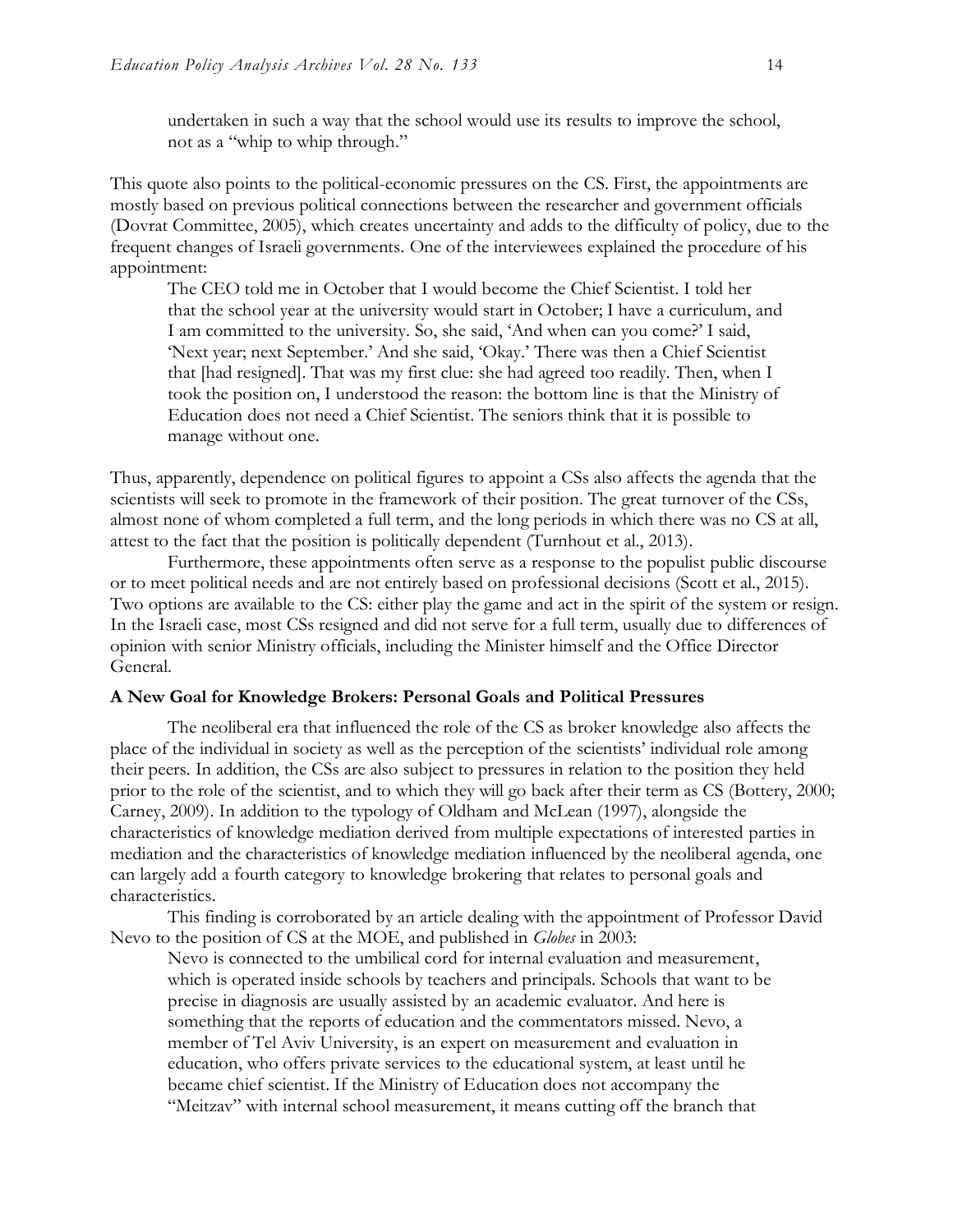undertaken in such a way that the school would use its results to improve the school, not as a "whip to whip through."

This quote also points to the political-economic pressures on the CS. First, the appointments are mostly based on previous political connections between the researcher and government officials (Dovrat Committee, 2005), which creates uncertainty and adds to the difficulty of policy, due to the frequent changes of Israeli governments. One of the interviewees explained the procedure of his appointment:

> The CEO told me in October that I would become the Chief Scientist. I told her that the school year at the university would start in October; I have a curriculum, and I am committed to the university. So, she said, 'And when can you come?' I said, 'Next year; next September.' And she said, 'Okay.' There was then a Chief Scientist that [had resigned]. That was my first clue: she had agreed too readily. Then, when I took the position on, I understood the reason: the bottom line is that the Ministry of Education does not need a Chief Scientist. The seniors think that it is possible to manage without one.

Thus, apparently, dependence on political figures to appoint a CSs also affects the agenda that the scientists will seek to promote in the framework of their position. The great turnover of the CSs, almost none of whom completed a full term, and the long periods in which there was no CS at all, attest to the fact that the position is politically dependent (Turnhout et al., 2013).

Furthermore, these appointments often serve as a response to the populist public discourse or to meet political needs and are not entirely based on professional decisions (Scott et al., 2015). Two options are available to the CS: either play the game and act in the spirit of the system or resign. In the Israeli case, most CSs resigned and did not serve for a full term, usually due to differences of opinion with senior Ministry officials, including the Minister himself and the Office Director General.

**A New Goal for Knowledge Brokers: Personal Goals and Political Pressures**

The neoliberal era that influenced the role of the CS as broker knowledge also affects the place of the individual in society as well as the perception of the scientists' individual role among their peers. In addition, the CSs are also subject to pressures in relation to the position they held prior to the role of the scientist, and to which they will go back after their term as CS (Bottery, 2000; Carney, 2009). In addition to the typology of Oldham and McLean (1997), alongside the characteristics of knowledge mediation derived from multiple expectations of interested parties in mediation and the characteristics of knowledge mediation influenced by the neoliberal agenda, one can largely add a fourth category to knowledge brokering that relates to personal goals and characteristics.

This finding is corroborated by an article dealing with the appointment of Professor David Nevo to the position of CS at the MOE, and published in *Globes* in 2003:

> Nevo is connected to the umbilical cord for internal evaluation and measurement, which is operated inside schools by teachers and principals. Schools that want to be precise in diagnosis are usually assisted by an academic evaluator. And here is something that the reports of education and the commentators missed. Nevo, a member of Tel Aviv University, is an expert on measurement and evaluation in education, who offers private services to the educational system, at least until he became chief scientist. If the Ministry of Education does not accompany the "Meitzav" with internal school measurement, it means cutting off the branch that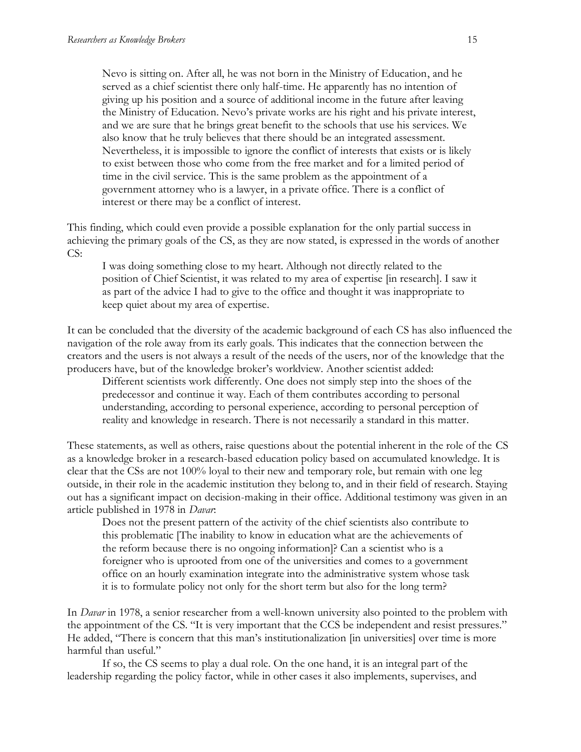> Nevo is sitting on. After all, he was not born in the Ministry of Education, and he served as a chief scientist there only half-time. He apparently has no intention of giving up his position and a source of additional income in the future after leaving the Ministry of Education. Nevo's private works are his right and his private interest, and we are sure that he brings great benefit to the schools that use his services. We also know that he truly believes that there should be an integrated assessment. Nevertheless, it is impossible to ignore the conflict of interests that exists or is likely to exist between those who come from the free market and for a limited period of time in the civil service. This is the same problem as the appointment of a government attorney who is a lawyer, in a private office. There is a conflict of interest or there may be a conflict of interest.

This finding, which could even provide a possible explanation for the only partial success in achieving the primary goals of the CS, as they are now stated, is expressed in the words of another CS:

> I was doing something close to my heart. Although not directly related to the position of Chief Scientist, it was related to my area of expertise [in research]. I saw it as part of the advice I had to give to the office and thought it was inappropriate to keep quiet about my area of expertise.

It can be concluded that the diversity of the academic background of each CS has also influenced the navigation of the role away from its early goals. This indicates that the connection between the creators and the users is not always a result of the needs of the users, nor of the knowledge that the producers have, but of the knowledge broker's worldview. Another scientist added:

> Different scientists work differently. One does not simply step into the shoes of the predecessor and continue it way. Each of them contributes according to personal understanding, according to personal experience, according to personal perception of reality and knowledge in research. There is not necessarily a standard in this matter.

These statements, as well as others, raise questions about the potential inherent in the role of the CS as a knowledge broker in a research-based education policy based on accumulated knowledge. It is clear that the CSs are not 100% loyal to their new and temporary role, but remain with one leg outside, in their role in the academic institution they belong to, and in their field of research. Staying out has a significant impact on decision-making in their office. Additional testimony was given in an article published in 1978 in *Davar*:

> Does not the present pattern of the activity of the chief scientists also contribute to this problematic [The inability to know in education what are the achievements of the reform because there is no ongoing information]? Can a scientist who is a foreigner who is uprooted from one of the universities and comes to a government office on an hourly examination integrate into the administrative system whose task it is to formulate policy not only for the short term but also for the long term?

In *Davar* in 1978, a senior researcher from a well-known university also pointed to the problem with the appointment of the CS. "It is very important that the CCS be independent and resist pressures." He added, "There is concern that this man's institutionalization [in universities] over time is more harmful than useful."

If so, the CS seems to play a dual role. On the one hand, it is an integral part of the leadership regarding the policy factor, while in other cases it also implements, supervises, and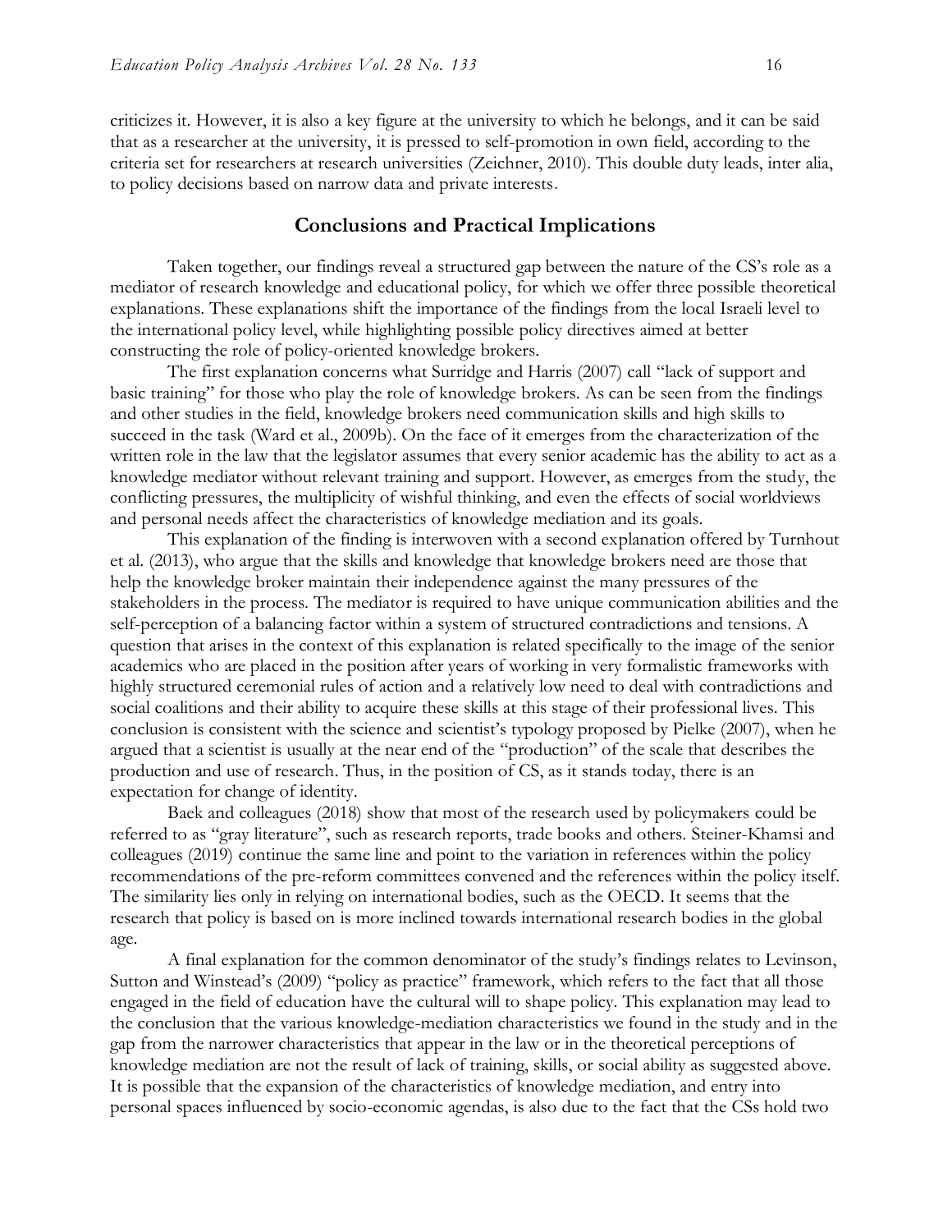criticizes it. However, it is also a key figure at the university to which he belongs, and it can be said that as a researcher at the university, it is pressed to self-promotion in own field, according to the criteria set for researchers at research universities (Zeichner, 2010). This double duty leads, inter alia, to policy decisions based on narrow data and private interests.

## Conclusions and Practical Implications

Taken together, our findings reveal a structured gap between the nature of the CS's role as a mediator of research knowledge and educational policy, for which we offer three possible theoretical explanations. These explanations shift the importance of the findings from the local Israeli level to the international policy level, while highlighting possible policy directives aimed at better constructing the role of policy-oriented knowledge brokers.

The first explanation concerns what Surridge and Harris (2007) call "lack of support and basic training" for those who play the role of knowledge brokers. As can be seen from the findings and other studies in the field, knowledge brokers need communication skills and high skills to succeed in the task (Ward et al., 2009b). On the face of it emerges from the characterization of the written role in the law that the legislator assumes that every senior academic has the ability to act as a knowledge mediator without relevant training and support. However, as emerges from the study, the conflicting pressures, the multiplicity of wishful thinking, and even the effects of social worldviews and personal needs affect the characteristics of knowledge mediation and its goals.

This explanation of the finding is interwoven with a second explanation offered by Turnhout et al. (2013), who argue that the skills and knowledge that knowledge brokers need are those that help the knowledge broker maintain their independence against the many pressures of the stakeholders in the process. The mediator is required to have unique communication abilities and the self-perception of a balancing factor within a system of structured contradictions and tensions. A question that arises in the context of this explanation is related specifically to the image of the senior academics who are placed in the position after years of working in very formalistic frameworks with highly structured ceremonial rules of action and a relatively low need to deal with contradictions and social coalitions and their ability to acquire these skills at this stage of their professional lives. This conclusion is consistent with the science and scientist's typology proposed by Pielke (2007), when he argued that a scientist is usually at the near end of the "production" of the scale that describes the production and use of research. Thus, in the position of CS, as it stands today, there is an expectation for change of identity.

Baek and colleagues (2018) show that most of the research used by policymakers could be referred to as "gray literature", such as research reports, trade books and others. Steiner-Khamsi and colleagues (2019) continue the same line and point to the variation in references within the policy recommendations of the pre-reform committees convened and the references within the policy itself. The similarity lies only in relying on international bodies, such as the OECD. It seems that the research that policy is based on is more inclined towards international research bodies in the global age.

A final explanation for the common denominator of the study's findings relates to Levinson, Sutton and Winstead's (2009) "policy as practice" framework, which refers to the fact that all those engaged in the field of education have the cultural will to shape policy. This explanation may lead to the conclusion that the various knowledge-mediation characteristics we found in the study and in the gap from the narrower characteristics that appear in the law or in the theoretical perceptions of knowledge mediation are not the result of lack of training, skills, or social ability as suggested above. It is possible that the expansion of the characteristics of knowledge mediation, and entry into personal spaces influenced by socio-economic agendas, is also due to the fact that the CSs hold two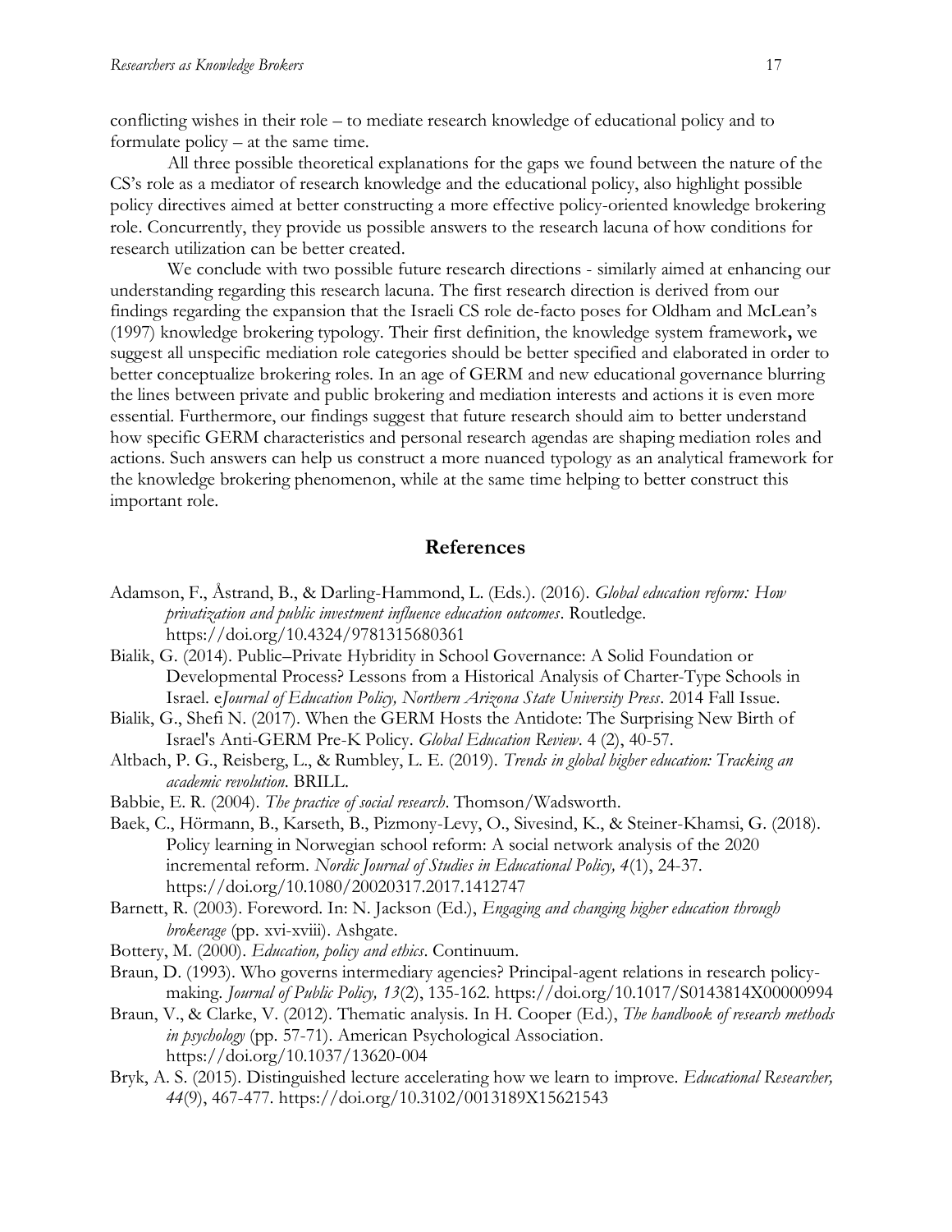conflicting wishes in their role – to mediate research knowledge of educational policy and to formulate policy – at the same time.

All three possible theoretical explanations for the gaps we found between the nature of the CS's role as a mediator of research knowledge and the educational policy, also highlight possible policy directives aimed at better constructing a more effective policy-oriented knowledge brokering role. Concurrently, they provide us possible answers to the research lacuna of how conditions for research utilization can be better created.

We conclude with two possible future research directions - similarly aimed at enhancing our understanding regarding this research lacuna. The first research direction is derived from our findings regarding the expansion that the Israeli CS role de-facto poses for Oldham and McLean's (1997) knowledge brokering typology. Their first definition, the knowledge system framework**,** we suggest all unspecific mediation role categories should be better specified and elaborated in order to better conceptualize brokering roles. In an age of GERM and new educational governance blurring the lines between private and public brokering and mediation interests and actions it is even more essential. Furthermore, our findings suggest that future research should aim to better understand how specific GERM characteristics and personal research agendas are shaping mediation roles and actions. Such answers can help us construct a more nuanced typology as an analytical framework for the knowledge brokering phenomenon, while at the same time helping to better construct this important role.

## References

Adamson, F., Åstrand, B., & Darling-Hammond, L. (Eds.). (2016). *Global education reform: How privatization and public investment influence education outcomes*. Routledge. https://doi.org/10.4324/9781315680361

Bialik, G. (2014). Public–Private Hybridity in School Governance: A Solid Foundation or Developmental Process? Lessons from a Historical Analysis of Charter-Type Schools in Israel. e*Journal of Education Policy, Northern Arizona State University Press*. 2014 Fall Issue.

Bialik, G., Shefi N. (2017). When the GERM Hosts the Antidote: The Surprising New Birth of Israel's Anti-GERM Pre-K Policy. *Global Education Review*. 4 (2), 40-57.

Altbach, P. G., Reisberg, L., & Rumbley, L. E. (2019). *Trends in global higher education: Tracking an academic revolution*. BRILL.

Babbie, E. R. (2004). *The practice of social research*. Thomson/Wadsworth.

Baek, C., Hörmann, B., Karseth, B., Pizmony-Levy, O., Sivesind, K., & Steiner-Khamsi, G. (2018). Policy learning in Norwegian school reform: A social network analysis of the 2020 incremental reform. *Nordic Journal of Studies in Educational Policy, 4*(1), 24-37. https://doi.org/10.1080/20020317.2017.1412747

Barnett, R. (2003). Foreword. In: N. Jackson (Ed.), *Engaging and changing higher education through brokerage* (pp. xvi-xviii). Ashgate.

Bottery, M. (2000). *Education, policy and ethics*. Continuum.

Braun, D. (1993). Who governs intermediary agencies? Principal-agent relations in research policy-making. *Journal of Public Policy, 13*(2), 135-162. https://doi.org/10.1017/S0143814X00000994

Braun, V., & Clarke, V. (2012). Thematic analysis. In H. Cooper (Ed.), *The handbook of research methods in psychology* (pp. 57-71). American Psychological Association. https://doi.org/10.1037/13620-004

Bryk, A. S. (2015). Distinguished lecture accelerating how we learn to improve. *Educational Researcher, 44*(9), 467-477. https://doi.org/10.3102/0013189X15621543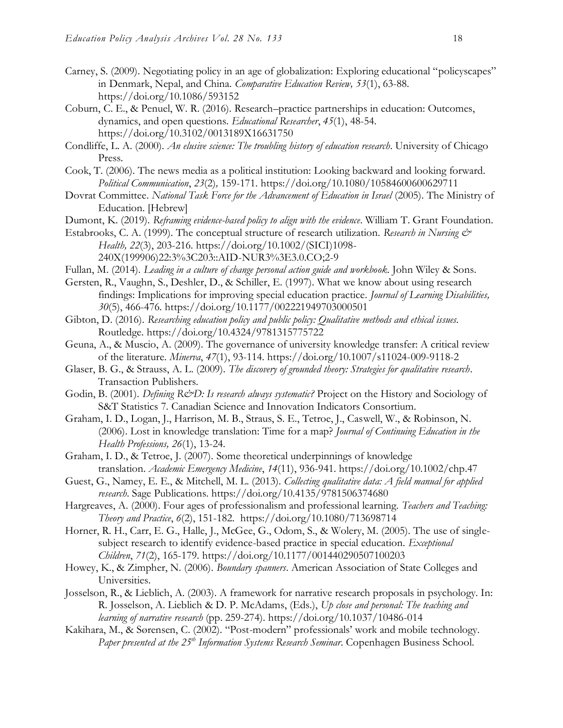Carney, S. (2009). Negotiating policy in an age of globalization: Exploring educational "policyscapes" in Denmark, Nepal, and China. *Comparative Education Review, 53*(1), 63-88. https://doi.org/10.1086/593152

Coburn, C. E., & Penuel, W. R. (2016). Research–practice partnerships in education: Outcomes, dynamics, and open questions. *Educational Researcher*, *45*(1), 48-54. https://doi.org/10.3102/0013189X16631750

Condliffe, L. A. (2000). *An elusive science: The troubling history of education research*. University of Chicago Press.

Cook, T. (2006). The news media as a political institution: Looking backward and looking forward. *Political Communication*, *23*(2)*,* 159-171. https://doi.org/10.1080/10584600600629711

Dovrat Committee. *National Task Force for the Advancement of Education in Israel* (2005). The Ministry of Education. [Hebrew]

Dumont, K. (2019). *Reframing evidence-based policy to align with the evidence*. William T. Grant Foundation.

Estabrooks, C. A. (1999). The conceptual structure of research utilization. *Research in Nursing & Health, 22*(3), 203-216. https://doi.org/10.1002/(SICI)1098-240X(199906)22:3%3C203::AID-NUR3%3E3.0.CO;2-9

Fullan, M. (2014). *Leading in a culture of change personal action guide and workbook*. John Wiley & Sons.

Gersten, R., Vaughn, S., Deshler, D., & Schiller, E. (1997). What we know about using research findings: Implications for improving special education practice. *Journal of Learning Disabilities, 30*(5), 466-476. https://doi.org/10.1177/002221949703000501

Gibton, D. (2016). *Researching education policy and public policy: Qualitative methods and ethical issues*. Routledge. https://doi.org/10.4324/9781315775722

Geuna, A., & Muscio, A. (2009). The governance of university knowledge transfer: A critical review of the literature. *Minerva*, *47*(1), 93-114. https://doi.org/10.1007/s11024-009-9118-2

Glaser, B. G., & Strauss, A. L. (2009). *The discovery of grounded theory: Strategies for qualitative research*. Transaction Publishers.

Godin, B. (2001). *Defining R&D: Is research always systematic?* Project on the History and Sociology of S&T Statistics 7. Canadian Science and Innovation Indicators Consortium.

Graham, I. D., Logan, J., Harrison, M. B., Straus, S. E., Tetroe, J., Caswell, W., & Robinson, N. (2006). Lost in knowledge translation: Time for a map? *Journal of Continuing Education in the Health Professions, 26*(1), 13-24.

Graham, I. D., & Tetroe, J. (2007). Some theoretical underpinnings of knowledge translation. *Academic Emergency Medicine*, *14*(11), 936-941. https://doi.org/10.1002/chp.47

Guest, G., Namey, E. E., & Mitchell, M. L. (2013). *Collecting qualitative data: A field manual for applied research*. Sage Publications. https://doi.org/10.4135/9781506374680

Hargreaves, A. (2000). Four ages of professionalism and professional learning. *Teachers and Teaching: Theory and Practice*, *6*(2), 151-182. https://doi.org/10.1080/713698714

Horner, R. H., Carr, E. G., Halle, J., McGee, G., Odom, S., & Wolery, M. (2005). The use of single-subject research to identify evidence-based practice in special education. *Exceptional Children*, *71*(2), 165-179. https://doi.org/10.1177/001440290507100203

Howey, K., & Zimpher, N. (2006). *Boundary spanners*. American Association of State Colleges and Universities.

Josselson, R., & Lieblich, A. (2003). A framework for narrative research proposals in psychology. In: R. Josselson, A. Lieblich & D. P. McAdams, (Eds.), *Up close and personal: The teaching and learning of narrative research* (pp. 259-274). https://doi.org/10.1037/10486-014

Kakihara, M., & Sørensen, C. (2002). "Post-modern" professionals' work and mobile technology. *Paper presented at the 25th Information Systems Research Seminar*. Copenhagen Business School.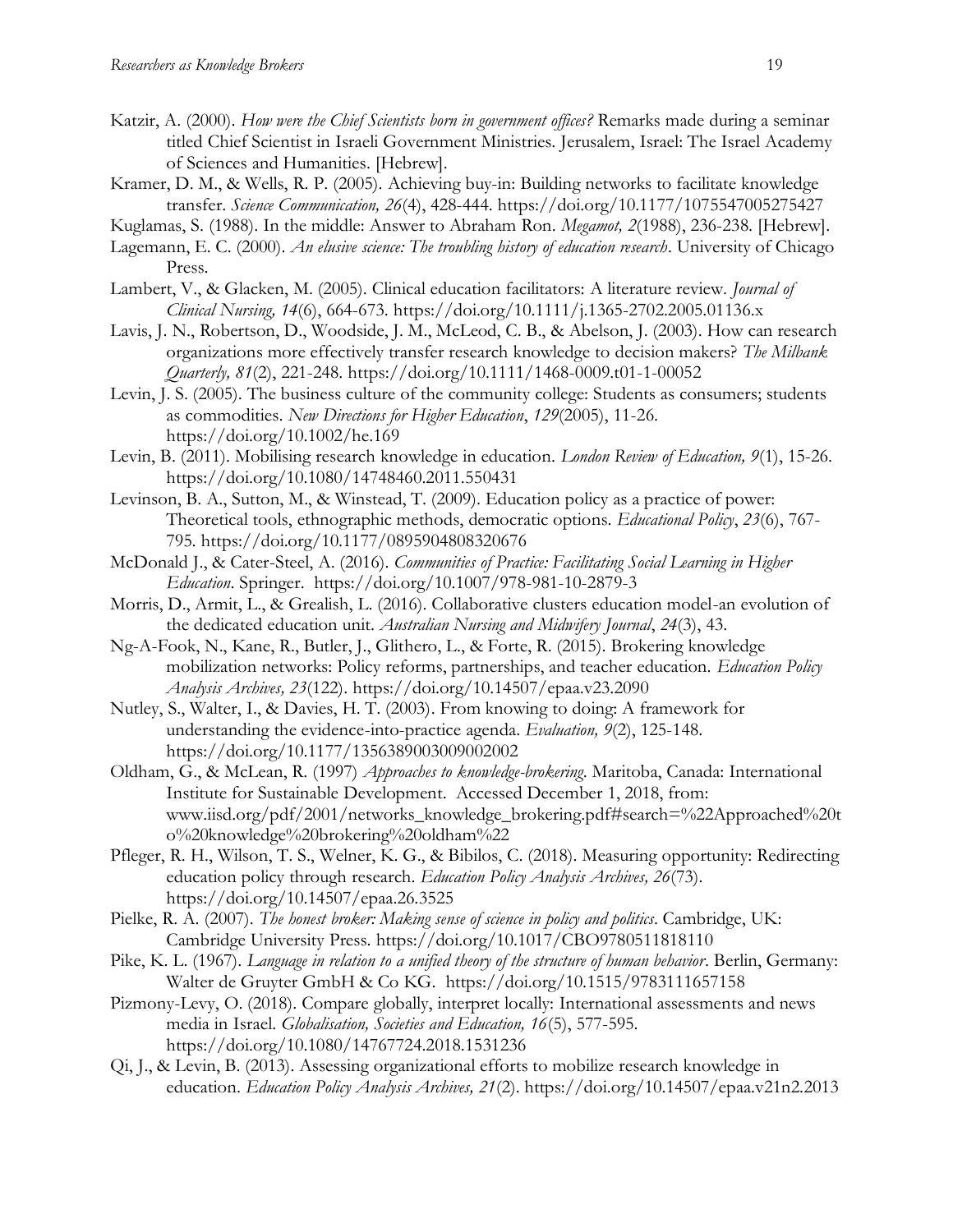Katzir, A. (2000). *How were the Chief Scientists born in government offices?* Remarks made during a seminar titled Chief Scientist in Israeli Government Ministries. Jerusalem, Israel: The Israel Academy of Sciences and Humanities. [Hebrew].

Kramer, D. M., & Wells, R. P. (2005). Achieving buy-in: Building networks to facilitate knowledge transfer. *Science Communication, 26*(4), 428-444. https://doi.org/10.1177/1075547005275427

Kuglamas, S. (1988). In the middle: Answer to Abraham Ron. *Megamot, 2*(1988), 236-238. [Hebrew].

Lagemann, E. C. (2000). *An elusive science: The troubling history of education research*. University of Chicago Press.

Lambert, V., & Glacken, M. (2005). Clinical education facilitators: A literature review. *Journal of Clinical Nursing, 14*(6), 664-673. https://doi.org/10.1111/j.1365-2702.2005.01136.x

Lavis, J. N., Robertson, D., Woodside, J. M., McLeod, C. B., & Abelson, J. (2003). How can research organizations more effectively transfer research knowledge to decision makers? *The Milbank Quarterly, 81*(2), 221-248. https://doi.org/10.1111/1468-0009.t01-1-00052

Levin, J. S. (2005). The business culture of the community college: Students as consumers; students as commodities. *New Directions for Higher Education*, *129*(2005), 11-26. https://doi.org/10.1002/he.169

Levin, B. (2011). Mobilising research knowledge in education. *London Review of Education, 9*(1), 15-26. https://doi.org/10.1080/14748460.2011.550431

Levinson, B. A., Sutton, M., & Winstead, T. (2009). Education policy as a practice of power: Theoretical tools, ethnographic methods, democratic options. *Educational Policy*, *23*(6), 767-795. https://doi.org/10.1177/0895904808320676

McDonald J., & Cater-Steel, A. (2016). *Communities of Practice: Facilitating Social Learning in Higher Education*. Springer. https://doi.org/10.1007/978-981-10-2879-3

Morris, D., Armit, L., & Grealish, L. (2016). Collaborative clusters education model-an evolution of the dedicated education unit. *Australian Nursing and Midwifery Journal*, *24*(3), 43.

Ng-A-Fook, N., Kane, R., Butler, J., Glithero, L., & Forte, R. (2015). Brokering knowledge mobilization networks: Policy reforms, partnerships, and teacher education. *Education Policy Analysis Archives, 23*(122). https://doi.org/10.14507/epaa.v23.2090

Nutley, S., Walter, I., & Davies, H. T. (2003). From knowing to doing: A framework for understanding the evidence-into-practice agenda. *Evaluation, 9*(2), 125-148. https://doi.org/10.1177/1356389003009002002

Oldham, G., & McLean, R. (1997) *Approaches to knowledge-brokering*. Maritoba, Canada: International Institute for Sustainable Development. Accessed December 1, 2018, from: www.iisd.org/pdf/2001/networks_knowledge_brokering.pdf#search=%22Approached%20to%20knowledge%20brokering%20oldham%22

Pfleger, R. H., Wilson, T. S., Welner, K. G., & Bibilos, C. (2018). Measuring opportunity: Redirecting education policy through research. *Education Policy Analysis Archives, 26*(73). https://doi.org/10.14507/epaa.26.3525

Pielke, R. A. (2007). *The honest broker: Making sense of science in policy and politics*. Cambridge, UK: Cambridge University Press. https://doi.org/10.1017/CBO9780511818110

Pike, K. L. (1967). *Language in relation to a unified theory of the structure of human behavior*. Berlin, Germany: Walter de Gruyter GmbH & Co KG. https://doi.org/10.1515/9783111657158

Pizmony-Levy, O. (2018). Compare globally, interpret locally: International assessments and news media in Israel. *Globalisation, Societies and Education, 16*(5), 577-595. https://doi.org/10.1080/14767724.2018.1531236

Qi, J., & Levin, B. (2013). Assessing organizational efforts to mobilize research knowledge in education. *Education Policy Analysis Archives, 21*(2). https://doi.org/10.14507/epaa.v21n2.2013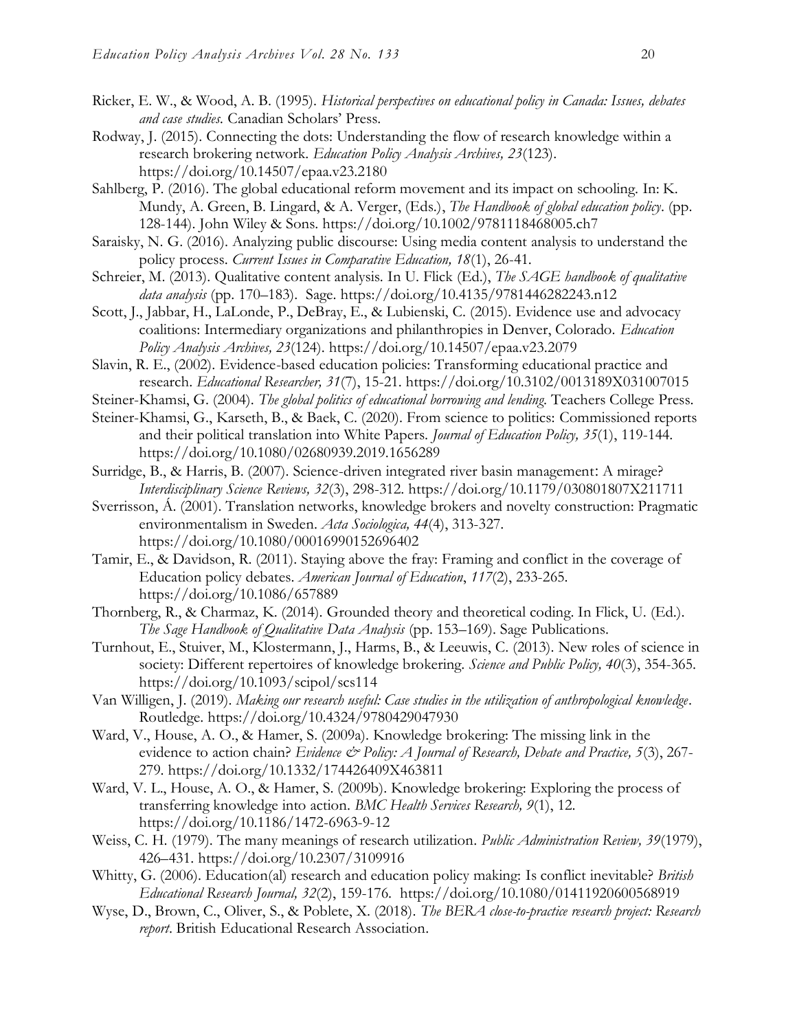Ricker, E. W., & Wood, A. B. (1995). *Historical perspectives on educational policy in Canada: Issues, debates and case studies*. Canadian Scholars' Press.

Rodway, J. (2015). Connecting the dots: Understanding the flow of research knowledge within a research brokering network. *Education Policy Analysis Archives, 23*(123). https://doi.org/10.14507/epaa.v23.2180

Sahlberg, P. (2016). The global educational reform movement and its impact on schooling. In: K. Mundy, A. Green, B. Lingard, & A. Verger, (Eds.), *The Handbook of global education policy*. (pp. 128-144). John Wiley & Sons. https://doi.org/10.1002/9781118468005.ch7

Saraisky, N. G. (2016). Analyzing public discourse: Using media content analysis to understand the policy process. *Current Issues in Comparative Education, 18*(1), 26-41.

Schreier, M. (2013). Qualitative content analysis. In U. Flick (Ed.), *The SAGE handbook of qualitative data analysis* (pp. 170–183). Sage. https://doi.org/10.4135/9781446282243.n12

Scott, J., Jabbar, H., LaLonde, P., DeBray, E., & Lubienski, C. (2015). Evidence use and advocacy coalitions: Intermediary organizations and philanthropies in Denver, Colorado. *Education Policy Analysis Archives, 23*(124). https://doi.org/10.14507/epaa.v23.2079

Slavin, R. E., (2002). Evidence-based education policies: Transforming educational practice and research. *Educational Researcher, 31*(7), 15-21. https://doi.org/10.3102/0013189X031007015

Steiner-Khamsi, G. (2004). *The global politics of educational borrowing and lending*. Teachers College Press.

Steiner-Khamsi, G., Karseth, B., & Baek, C. (2020). From science to politics: Commissioned reports and their political translation into White Papers. *Journal of Education Policy, 35*(1), 119-144. https://doi.org/10.1080/02680939.2019.1656289

Surridge, B., & Harris, B. (2007). Science-driven integrated river basin management: A mirage? *Interdisciplinary Science Reviews, 32*(3), 298-312. https://doi.org/10.1179/030801807X211711

Sverrisson, Á. (2001). Translation networks, knowledge brokers and novelty construction: Pragmatic environmentalism in Sweden. *Acta Sociologica, 44*(4), 313-327. https://doi.org/10.1080/00016990152696402

Tamir, E., & Davidson, R. (2011). Staying above the fray: Framing and conflict in the coverage of Education policy debates. *American Journal of Education*, *117*(2), 233-265. https://doi.org/10.1086/657889

Thornberg, R., & Charmaz, K. (2014). Grounded theory and theoretical coding. In Flick, U. (Ed.). *The Sage Handbook of Qualitative Data Analysis* (pp. 153–169). Sage Publications.

Turnhout, E., Stuiver, M., Klostermann, J., Harms, B., & Leeuwis, C. (2013). New roles of science in society: Different repertoires of knowledge brokering. *Science and Public Policy, 40*(3), 354-365. https://doi.org/10.1093/scipol/scs114

Van Willigen, J. (2019). *Making our research useful: Case studies in the utilization of anthropological knowledge*. Routledge. https://doi.org/10.4324/9780429047930

Ward, V., House, A. O., & Hamer, S. (2009a). Knowledge brokering: The missing link in the evidence to action chain? *Evidence & Policy: A Journal of Research, Debate and Practice, 5*(3), 267-279. https://doi.org/10.1332/174426409X463811

Ward, V. L., House, A. O., & Hamer, S. (2009b). Knowledge brokering: Exploring the process of transferring knowledge into action. *BMC Health Services Research, 9*(1), 12. https://doi.org/10.1186/1472-6963-9-12

Weiss, C. H. (1979). The many meanings of research utilization. *Public Administration Review, 39*(1979), 426–431. https://doi.org/10.2307/3109916

Whitty, G. (2006). Education(al) research and education policy making: Is conflict inevitable? *British Educational Research Journal, 32*(2), 159-176. https://doi.org/10.1080/01411920600568919

Wyse, D., Brown, C., Oliver, S., & Poblete, X. (2018). *The BERA close-to-practice research project: Research report*. British Educational Research Association.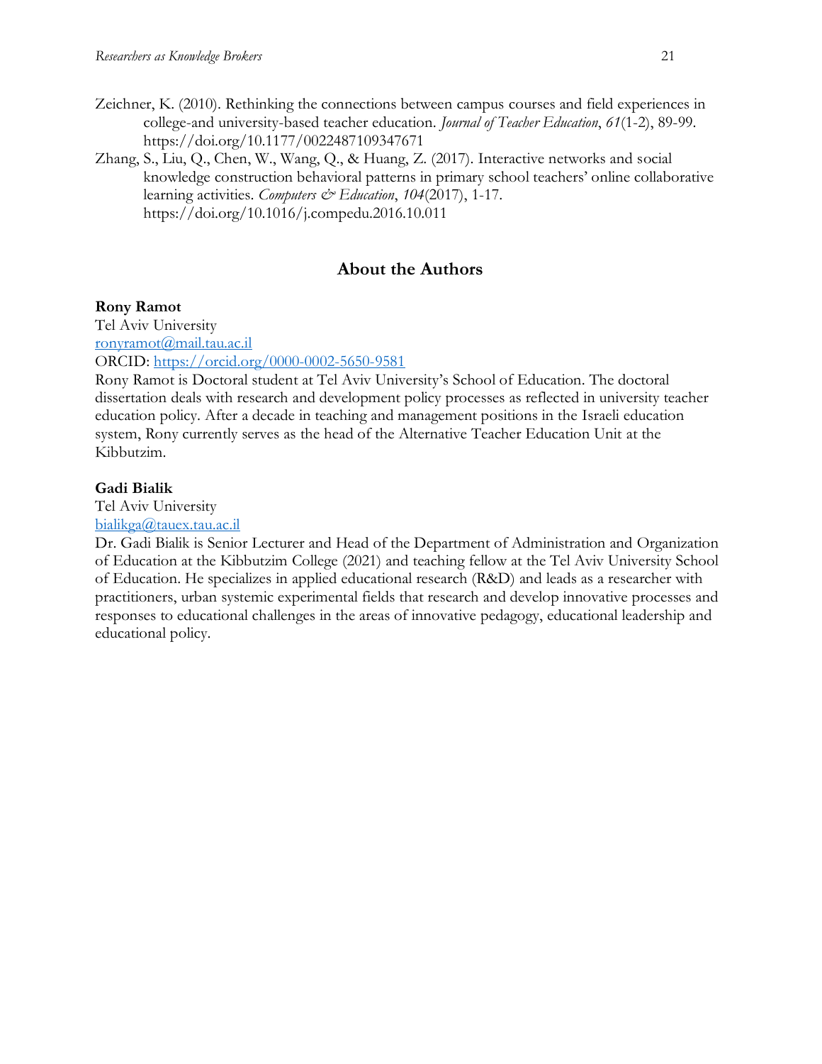Zeichner, K. (2010). Rethinking the connections between campus courses and field experiences in college-and university-based teacher education. *Journal of Teacher Education*, *61*(1-2), 89-99. https://doi.org/10.1177/0022487109347671

Zhang, S., Liu, Q., Chen, W., Wang, Q., & Huang, Z. (2017). Interactive networks and social knowledge construction behavioral patterns in primary school teachers' online collaborative learning activities. *Computers & Education*, *104*(2017), 1-17. https://doi.org/10.1016/j.compedu.2016.10.011

## About the Authors

**Rony Ramot**
Tel Aviv University
ronyramot@mail.tau.ac.il
ORCID: https://orcid.org/0000-0002-5650-9581
Rony Ramot is Doctoral student at Tel Aviv University's School of Education. The doctoral dissertation deals with research and development policy processes as reflected in university teacher education policy. After a decade in teaching and management positions in the Israeli education system, Rony currently serves as the head of the Alternative Teacher Education Unit at the Kibbutzim.

**Gadi Bialik**
Tel Aviv University
bialikga@tauex.tau.ac.il
Dr. Gadi Bialik is Senior Lecturer and Head of the Department of Administration and Organization of Education at the Kibbutzim College (2021) and teaching fellow at the Tel Aviv University School of Education. He specializes in applied educational research (R&D) and leads as a researcher with practitioners, urban systemic experimental fields that research and develop innovative processes and responses to educational challenges in the areas of innovative pedagogy, educational leadership and educational policy.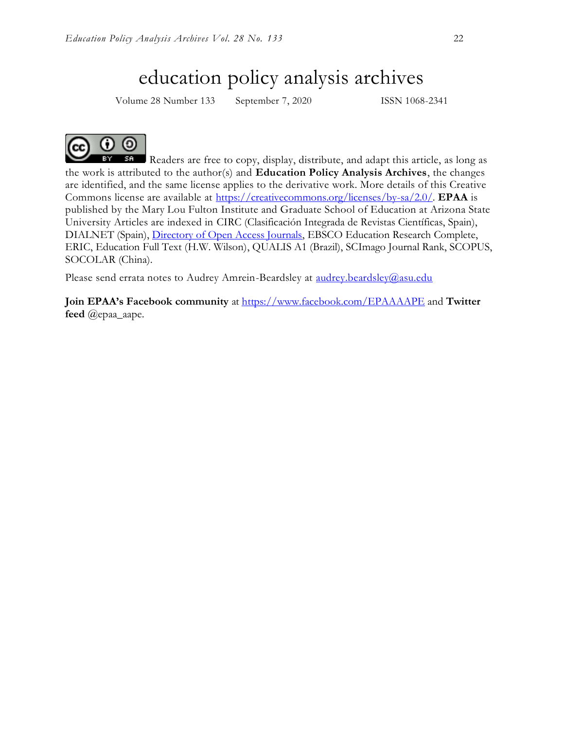# education policy analysis archives

Volume 28 Number 133 September 7, 2020 ISSN 1068-2341

Readers are free to copy, display, distribute, and adapt this article, as long as the work is attributed to the author(s) and **Education Policy Analysis Archives**, the changes are identified, and the same license applies to the derivative work. More details of this Creative Commons license are available at https://creativecommons.org/licenses/by-sa/2.0/. **EPAA** is published by the Mary Lou Fulton Institute and Graduate School of Education at Arizona State University Articles are indexed in CIRC (Clasificación Integrada de Revistas Científicas, Spain), DIALNET (Spain), Directory of Open Access Journals, EBSCO Education Research Complete, ERIC, Education Full Text (H.W. Wilson), QUALIS A1 (Brazil), SCImago Journal Rank, SCOPUS, SOCOLAR (China).

Please send errata notes to Audrey Amrein-Beardsley at audrey.beardsley@asu.edu

**Join EPAA's Facebook community** at https://www.facebook.com/EPAAAAPE and **Twitter feed** @epaa_aape.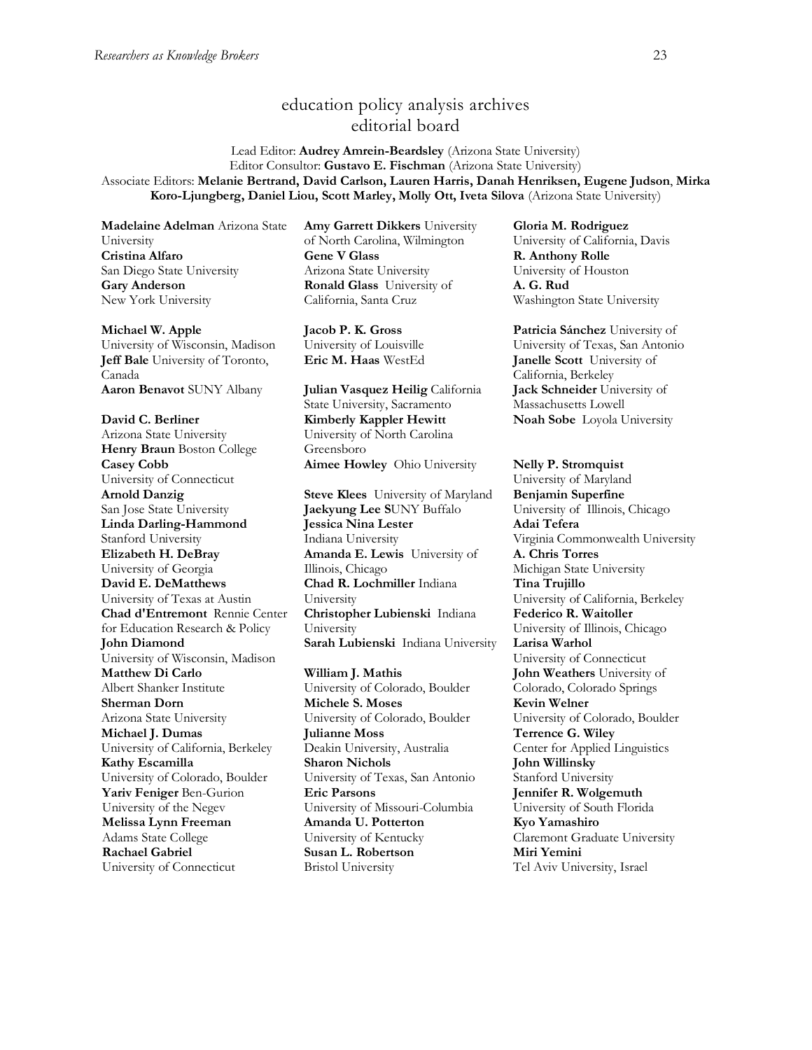# education policy analysis archives
## editorial board

Lead Editor: **Audrey Amrein-Beardsley** (Arizona State University)
Editor Consultor: **Gustavo E. Fischman** (Arizona State University)
Associate Editors: **Melanie Bertrand, David Carlson, Lauren Harris, Danah Henriksen, Eugene Judson**, **Mirka Koro-Ljungberg, Daniel Liou, Scott Marley, Molly Ott, Iveta Silova** (Arizona State University)

**Madelaine Adelman** Arizona State University
**Cristina Alfaro** San Diego State University
**Gary Anderson** New York University

**Michael W. Apple** University of Wisconsin, Madison
**Jeff Bale** University of Toronto, Canada
**Aaron Benavot** SUNY Albany

**David C. Berliner** Arizona State University
**Henry Braun** Boston College
**Casey Cobb** University of Connecticut
**Arnold Danzig** San Jose State University
**Linda Darling-Hammond** Stanford University
**Elizabeth H. DeBray** University of Georgia
**David E. DeMatthews** University of Texas at Austin
**Chad d'Entremont** Rennie Center for Education Research & Policy
**John Diamond** University of Wisconsin, Madison
**Matthew Di Carlo** Albert Shanker Institute
**Sherman Dorn** Arizona State University
**Michael J. Dumas** University of California, Berkeley
**Kathy Escamilla** University of Colorado, Boulder
**Yariv Feniger** Ben-Gurion University of the Negev
**Melissa Lynn Freeman** Adams State College
**Rachael Gabriel** University of Connecticut

**Amy Garrett Dikkers** University of North Carolina, Wilmington
**Gene V Glass** Arizona State University
**Ronald Glass** University of California, Santa Cruz

**Jacob P. K. Gross** University of Louisville
**Eric M. Haas** WestEd

**Julian Vasquez Heilig** California State University, Sacramento
**Kimberly Kappler Hewitt** University of North Carolina Greensboro
**Aimee Howley** Ohio University

**Steve Klees** University of Maryland
**Jaekyung Lee S**UNY Buffalo
**Jessica Nina Lester** Indiana University
**Amanda E. Lewis** University of Illinois, Chicago
**Chad R. Lochmiller** Indiana University
**Christopher Lubienski** Indiana University
**Sarah Lubienski** Indiana University

**William J. Mathis** University of Colorado, Boulder
**Michele S. Moses** University of Colorado, Boulder
**Julianne Moss** Deakin University, Australia
**Sharon Nichols** University of Texas, San Antonio
**Eric Parsons** University of Missouri-Columbia
**Amanda U. Potterton** University of Kentucky
**Susan L. Robertson** Bristol University

**Gloria M. Rodriguez** University of California, Davis
**R. Anthony Rolle** University of Houston
**A. G. Rud** Washington State University

**Patricia Sánchez** University of University of Texas, San Antonio
**Janelle Scott** University of California, Berkeley
**Jack Schneider** University of Massachusetts Lowell
**Noah Sobe** Loyola University

**Nelly P. Stromquist** University of Maryland
**Benjamin Superfine** University of Illinois, Chicago
**Adai Tefera** Virginia Commonwealth University
**A. Chris Torres** Michigan State University
**Tina Trujillo** University of California, Berkeley
**Federico R. Waitoller** University of Illinois, Chicago
**Larisa Warhol** University of Connecticut
**John Weathers** University of Colorado, Colorado Springs
**Kevin Welner** University of Colorado, Boulder
**Terrence G. Wiley** Center for Applied Linguistics
**John Willinsky** Stanford University
**Jennifer R. Wolgemuth** University of South Florida
**Kyo Yamashiro** Claremont Graduate University
**Miri Yemini** Tel Aviv University, Israel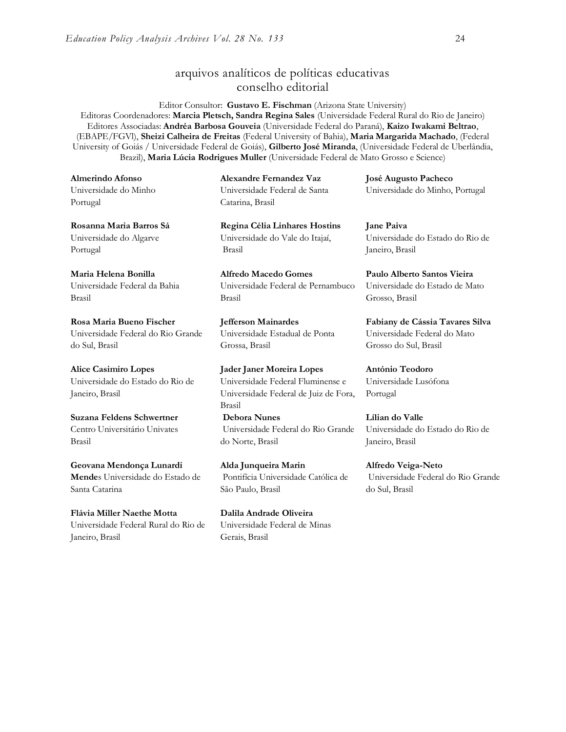# arquivos analíticos de políticas educativas conselho editorial

Editor Consultor: **Gustavo E. Fischman** (Arizona State University)
Editoras Coordenadores: **Marcia Pletsch, Sandra Regina Sales** (Universidade Federal Rural do Rio de Janeiro)
Editores Associadas: **Andréa Barbosa Gouveia** (Universidade Federal do Paraná), **Kaizo Iwakami Beltrao**, (EBAPE/FGVl), **Sheizi Calheira de Freitas** (Federal University of Bahia), **Maria Margarida Machado**, (Federal University of Goiás / Universidade Federal de Goiás), **Gilberto José Miranda**, (Universidade Federal de Uberlândia, Brazil), **Maria Lúcia Rodrigues Muller** (Universidade Federal de Mato Grosso e Science)

**Almerindo Afonso**
Universidade do Minho
Portugal

**Rosanna Maria Barros Sá**
Universidade do Algarve
Portugal

**Maria Helena Bonilla**
Universidade Federal da Bahia
Brasil

**Rosa Maria Bueno Fischer**
Universidade Federal do Rio Grande do Sul, Brasil

**Alice Casimiro Lopes**
Universidade do Estado do Rio de Janeiro, Brasil

**Suzana Feldens Schwertner**
Centro Universitário Univates
Brasil

**Geovana Mendonça Lunardi Mende**s Universidade do Estado de Santa Catarina

**Flávia Miller Naethe Motta**
Universidade Federal Rural do Rio de Janeiro, Brasil

**Alexandre Fernandez Vaz**
Universidade Federal de Santa Catarina, Brasil

**Regina Célia Linhares Hostins**
Universidade do Vale do Itajaí, Brasil

**Alfredo Macedo Gomes**
Universidade Federal de Pernambuco
Brasil

**Jefferson Mainardes**
Universidade Estadual de Ponta Grossa, Brasil

**Jader Janer Moreira Lopes**
Universidade Federal Fluminense e Universidade Federal de Juiz de Fora, Brasil

**Debora Nunes**
Universidade Federal do Rio Grande do Norte, Brasil

**Alda Junqueira Marin**
Pontifícia Universidade Católica de São Paulo, Brasil

**Dalila Andrade Oliveira**
Universidade Federal de Minas Gerais, Brasil

**José Augusto Pacheco**
Universidade do Minho, Portugal

**Jane Paiva**
Universidade do Estado do Rio de Janeiro, Brasil

**Paulo Alberto Santos Vieira**
Universidade do Estado de Mato Grosso, Brasil

**Fabiany de Cássia Tavares Silva**
Universidade Federal do Mato Grosso do Sul, Brasil

**António Teodoro**
Universidade Lusófona
Portugal

**Lílian do Valle**
Universidade do Estado do Rio de Janeiro, Brasil

**Alfredo Veiga-Neto**
Universidade Federal do Rio Grande do Sul, Brasil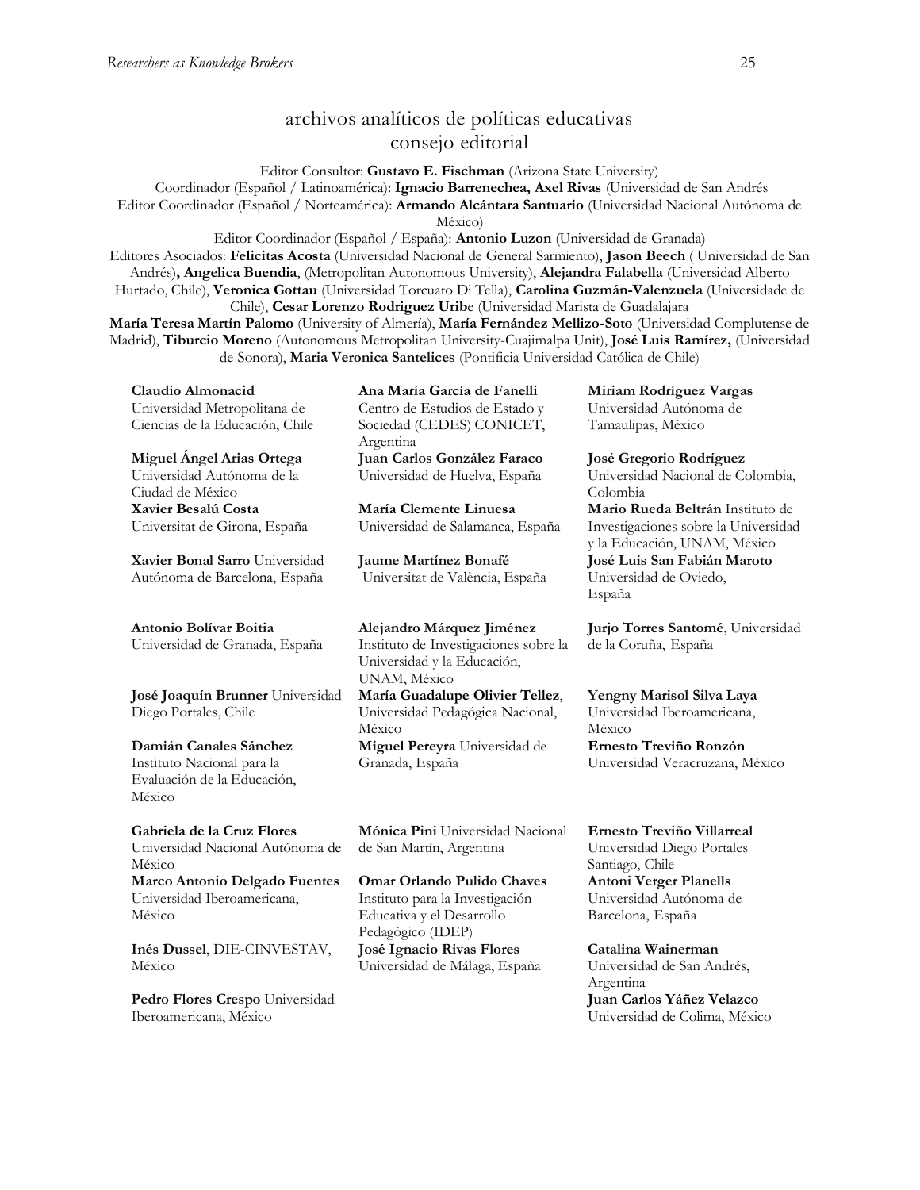# archivos analíticos de políticas educativas
## consejo editorial

Editor Consultor: **Gustavo E. Fischman** (Arizona State University)
Coordinador (Español / Latinoamérica): **Ignacio Barrenechea, Axel Rivas** (Universidad de San Andrés
Editor Coordinador (Español / Norteamérica): **Armando Alcántara Santuario** (Universidad Nacional Autónoma de México)
Editor Coordinador (Español / España): **Antonio Luzon** (Universidad de Granada)
Editores Asociados: **Felicitas Acosta** (Universidad Nacional de General Sarmiento), **Jason Beech** ( Universidad de San Andrés)**, Angelica Buendia**, (Metropolitan Autonomous University), **Alejandra Falabella** (Universidad Alberto Hurtado, Chile), **Veronica Gottau** (Universidad Torcuato Di Tella), **Carolina Guzmán-Valenzuela** (Universidade de Chile), **Cesar Lorenzo Rodriguez Urib**e (Universidad Marista de Guadalajara
**María Teresa Martín Palomo** (University of Almería), **María Fernández Mellizo-Soto** (Universidad Complutense de Madrid), **Tiburcio Moreno** (Autonomous Metropolitan University-Cuajimalpa Unit), **José Luis Ramírez,** (Universidad de Sonora), **Maria Veronica Santelices** (Pontificia Universidad Católica de Chile)

**Claudio Almonacid**
Universidad Metropolitana de Ciencias de la Educación, Chile

**Miguel Ángel Arias Ortega**
Universidad Autónoma de la Ciudad de México

**Xavier Besalú Costa**
Universitat de Girona, España

**Xavier Bonal Sarro** Universidad Autónoma de Barcelona, España

**Antonio Bolívar Boitia**
Universidad de Granada, España

**José Joaquín Brunner** Universidad Diego Portales, Chile

**Damián Canales Sánchez**
Instituto Nacional para la Evaluación de la Educación, México

**Gabriela de la Cruz Flores**
Universidad Nacional Autónoma de México

**Marco Antonio Delgado Fuentes**
Universidad Iberoamericana, México

**Inés Dussel**, DIE-CINVESTAV, México

**Pedro Flores Crespo** Universidad Iberoamericana, México

**Ana María García de Fanelli**
Centro de Estudios de Estado y Sociedad (CEDES) CONICET, Argentina

**Juan Carlos González Faraco**
Universidad de Huelva, España

**María Clemente Linuesa**
Universidad de Salamanca, España

**Jaume Martínez Bonafé**
Universitat de València, España

**Alejandro Márquez Jiménez**
Instituto de Investigaciones sobre la Universidad y la Educación, UNAM, México

**María Guadalupe Olivier Tellez**, Universidad Pedagógica Nacional, México

**Miguel Pereyra** Universidad de Granada, España

**Mónica Pini** Universidad Nacional de San Martín, Argentina

**Omar Orlando Pulido Chaves**
Instituto para la Investigación Educativa y el Desarrollo Pedagógico (IDEP)

**José Ignacio Rivas Flores**
Universidad de Málaga, España

**Miriam Rodríguez Vargas**
Universidad Autónoma de Tamaulipas, México

**José Gregorio Rodríguez**
Universidad Nacional de Colombia, Colombia

**Mario Rueda Beltrán** Instituto de Investigaciones sobre la Universidad y la Educación, UNAM, México

**José Luis San Fabián Maroto**
Universidad de Oviedo, España

**Jurjo Torres Santomé**, Universidad de la Coruña, España

**Yengny Marisol Silva Laya**
Universidad Iberoamericana, México

**Ernesto Treviño Ronzón**
Universidad Veracruzana, México

**Ernesto Treviño Villarreal**
Universidad Diego Portales Santiago, Chile

**Antoni Verger Planells**
Universidad Autónoma de Barcelona, España

**Catalina Wainerman**
Universidad de San Andrés, Argentina

**Juan Carlos Yáñez Velazco**
Universidad de Colima, México